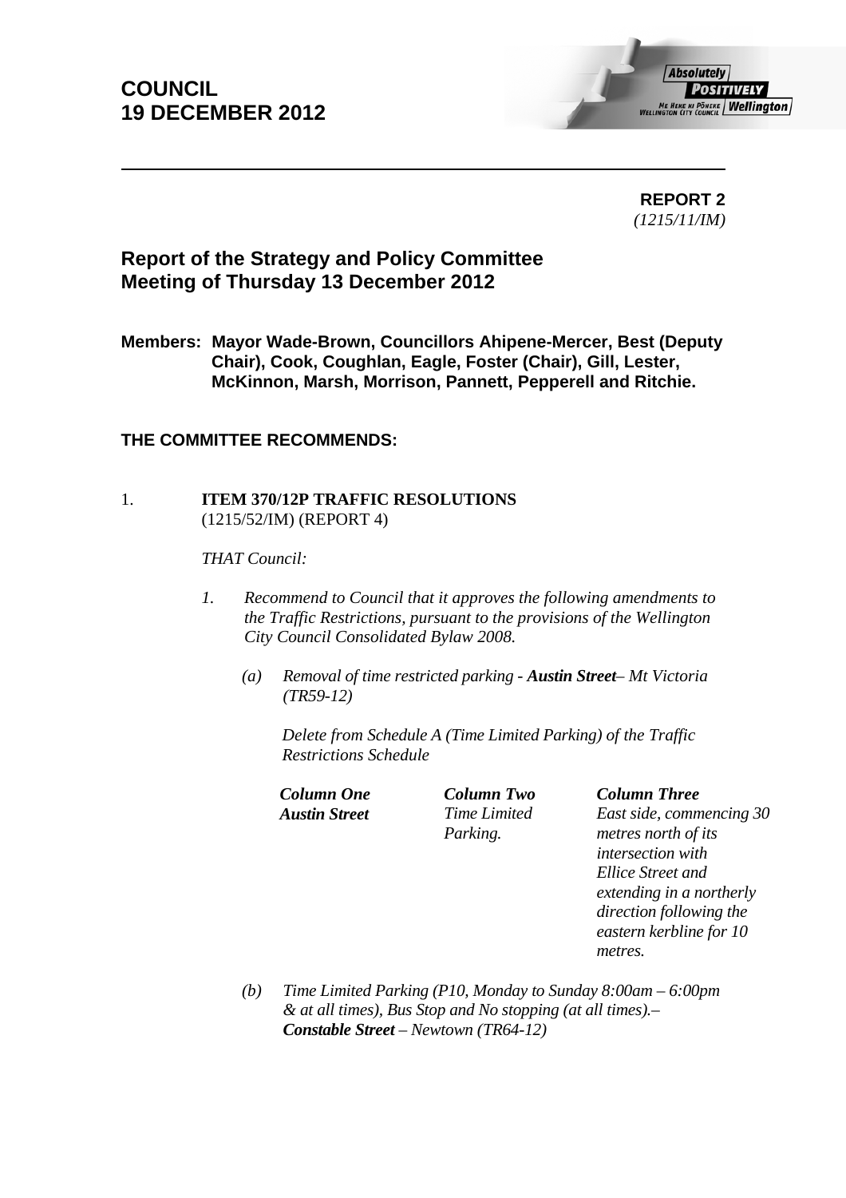# COUNCIL
# 19 DECEMBER 2012

**REPORT 2**
*(1215/11/IM)*

## Report of the Strategy and Policy Committee
## Meeting of Thursday 13 December 2012

**Members: Mayor Wade-Brown, Councillors Ahipene-Mercer, Best (Deputy Chair), Cook, Coughlan, Eagle, Foster (Chair), Gill, Lester, McKinnon, Marsh, Morrison, Pannett, Pepperell and Ritchie.**

**THE COMMITTEE RECOMMENDS:**

1. **ITEM 370/12P TRAFFIC RESOLUTIONS**
(1215/52/IM) (REPORT 4)

*THAT Council:*

*1. Recommend to Council that it approves the following amendments to the Traffic Restrictions, pursuant to the provisions of the Wellington City Council Consolidated Bylaw 2008.*

*(a) Removal of time restricted parking - **Austin Street**– Mt Victoria (TR59-12)*

*Delete from Schedule A (Time Limited Parking) of the Traffic Restrictions Schedule*

| ***Column One*** | ***Column Two*** | ***Column Three*** |
|---|---|---|
| ***Austin Street*** | *Time Limited Parking.* | *East side, commencing 30 metres north of its intersection with Ellice Street and extending in a northerly direction following the eastern kerbline for 10 metres.* |

*(b) Time Limited Parking (P10, Monday to Sunday 8:00am – 6:00pm & at all times), Bus Stop and No stopping (at all times).– **Constable Street** – Newtown (TR64-12)*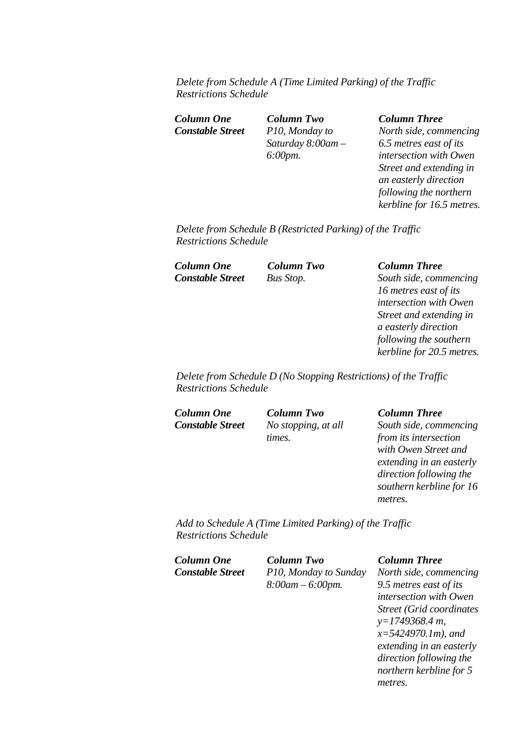*Delete from Schedule A (Time Limited Parking) of the Traffic Restrictions Schedule*

| ***Column One*** | ***Column Two*** | ***Column Three*** |
| --- | --- | --- |
| ***Constable Street*** | *P10, Monday to Saturday 8:00am – 6:00pm.* | *North side, commencing 6.5 metres east of its intersection with Owen Street and extending in an easterly direction following the northern kerbline for 16.5 metres.* |

*Delete from Schedule B (Restricted Parking) of the Traffic Restrictions Schedule*

| ***Column One*** | ***Column Two*** | ***Column Three*** |
| --- | --- | --- |
| ***Constable Street*** | *Bus Stop.* | *South side, commencing 16 metres east of its intersection with Owen Street and extending in a easterly direction following the southern kerbline for 20.5 metres.* |

*Delete from Schedule D (No Stopping Restrictions) of the Traffic Restrictions Schedule*

| ***Column One*** | ***Column Two*** | ***Column Three*** |
| --- | --- | --- |
| ***Constable Street*** | *No stopping, at all times.* | *South side, commencing from its intersection with Owen Street and extending in an easterly direction following the southern kerbline for 16 metres.* |

*Add to Schedule A (Time Limited Parking) of the Traffic Restrictions Schedule*

| ***Column One*** | ***Column Two*** | ***Column Three*** |
| --- | --- | --- |
| ***Constable Street*** | *P10, Monday to Sunday 8:00am – 6:00pm.* | *North side, commencing 9.5 metres east of its intersection with Owen Street (Grid coordinates y=1749368.4 m, x=5424970.1m), and extending in an easterly direction following the northern kerbline for 5 metres.* |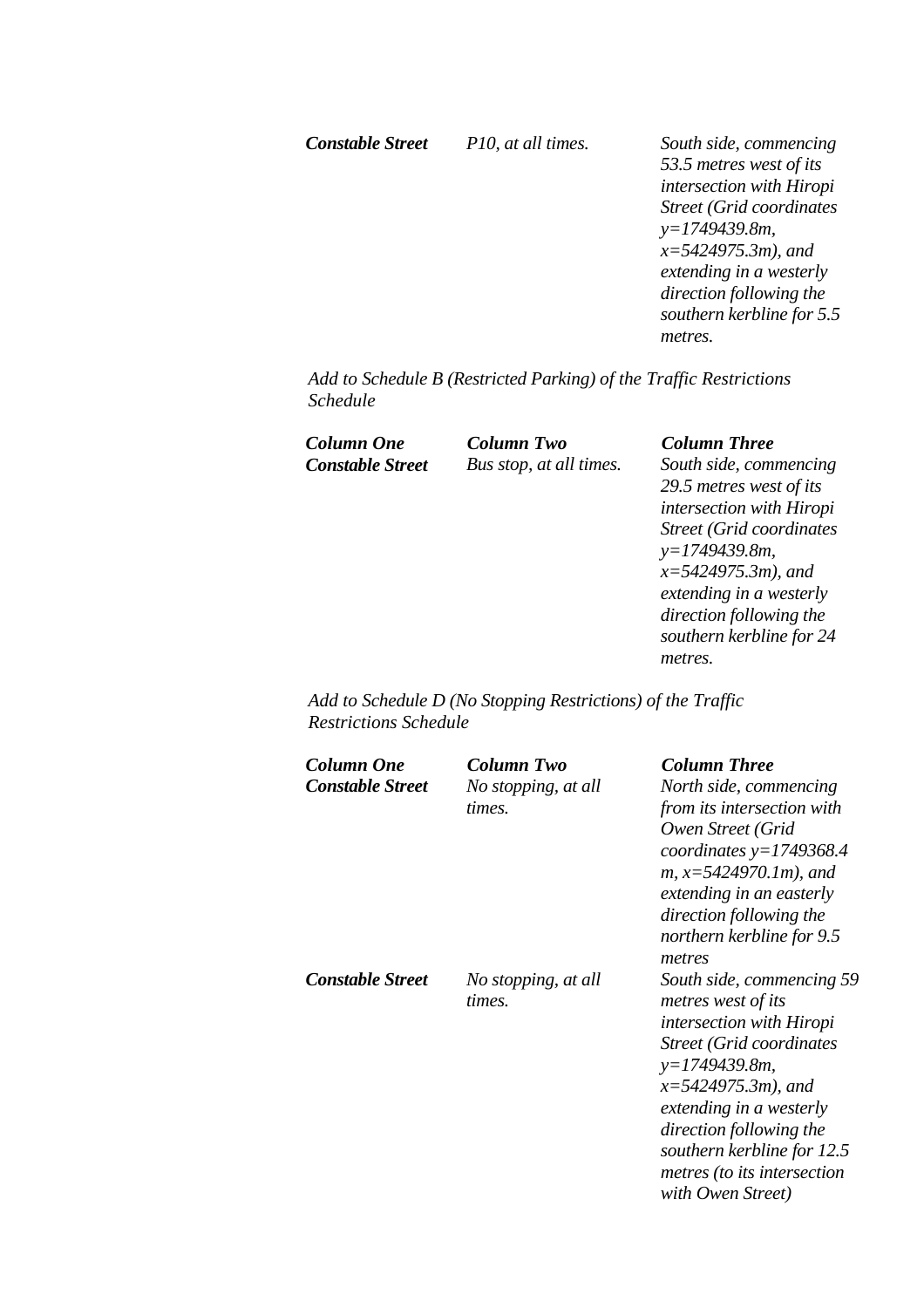| | | |
|---|---|---|
| ***Constable Street*** | *P10, at all times.* | *South side, commencing 53.5 metres west of its intersection with Hiropi Street (Grid coordinates y=1749439.8m, x=5424975.3m), and extending in a westerly direction following the southern kerbline for 5.5 metres.* |

*Add to Schedule B (Restricted Parking) of the Traffic Restrictions Schedule*

| ***Column One*** | ***Column Two*** | ***Column Three*** |
|---|---|---|
| ***Constable Street*** | *Bus stop, at all times.* | *South side, commencing 29.5 metres west of its intersection with Hiropi Street (Grid coordinates y=1749439.8m, x=5424975.3m), and extending in a westerly direction following the southern kerbline for 24 metres.* |

*Add to Schedule D (No Stopping Restrictions) of the Traffic Restrictions Schedule*

| ***Column One*** | ***Column Two*** | ***Column Three*** |
|---|---|---|
| ***Constable Street*** | *No stopping, at all times.* | *North side, commencing from its intersection with Owen Street (Grid coordinates y=1749368.4 m, x=5424970.1m), and extending in an easterly direction following the northern kerbline for 9.5 metres* |
| ***Constable Street*** | *No stopping, at all times.* | *South side, commencing 59 metres west of its intersection with Hiropi Street (Grid coordinates y=1749439.8m, x=5424975.3m), and extending in a westerly direction following the southern kerbline for 12.5 metres (to its intersection with Owen Street)* |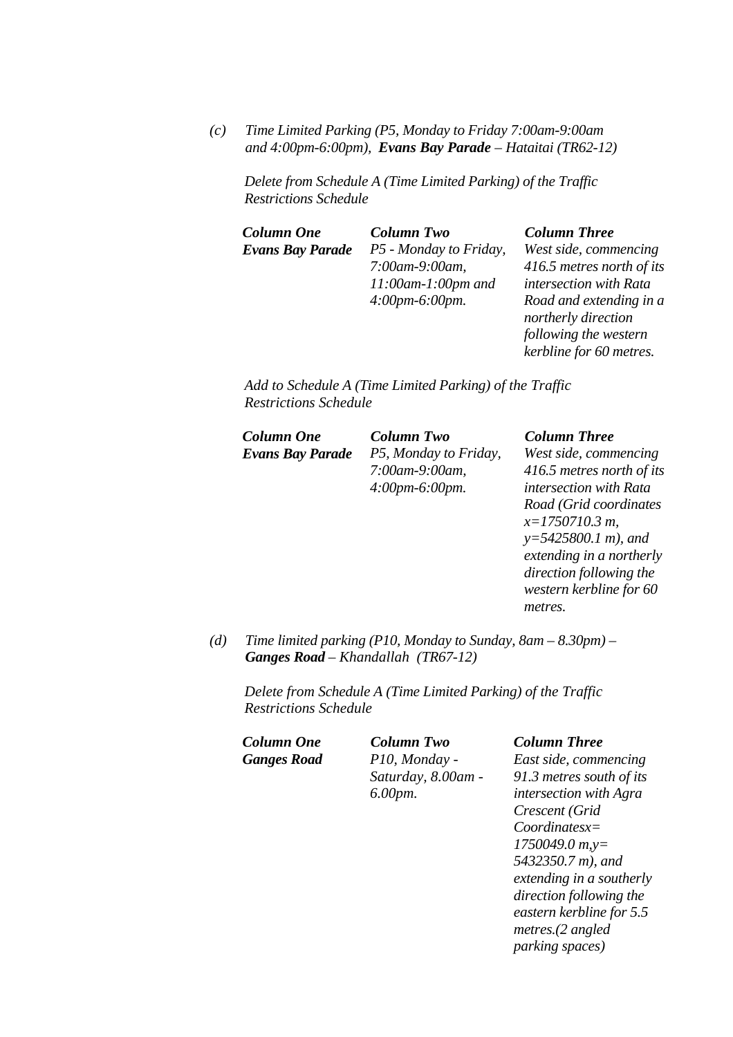*(c) Time Limited Parking (P5, Monday to Friday 7:00am-9:00am and 4:00pm-6:00pm), **Evans Bay Parade** – Hataitai (TR62-12)*

*Delete from Schedule A (Time Limited Parking) of the Traffic Restrictions Schedule*

| ***Column One*** | ***Column Two*** | ***Column Three*** |
|---|---|---|
| ***Evans Bay Parade*** | *P5 - Monday to Friday, 7:00am-9:00am, 11:00am-1:00pm and 4:00pm-6:00pm.* | *West side, commencing 416.5 metres north of its intersection with Rata Road and extending in a northerly direction following the western kerbline for 60 metres.* |

*Add to Schedule A (Time Limited Parking) of the Traffic Restrictions Schedule*

| ***Column One*** | ***Column Two*** | ***Column Three*** |
|---|---|---|
| ***Evans Bay Parade*** | *P5, Monday to Friday, 7:00am-9:00am, 4:00pm-6:00pm.* | *West side, commencing 416.5 metres north of its intersection with Rata Road (Grid coordinates x=1750710.3 m, y=5425800.1 m), and extending in a northerly direction following the western kerbline for 60 metres.* |

*(d) Time limited parking (P10, Monday to Sunday, 8am – 8.30pm) – **Ganges Road** – Khandallah (TR67-12)*

*Delete from Schedule A (Time Limited Parking) of the Traffic Restrictions Schedule*

| ***Column One*** | ***Column Two*** | ***Column Three*** |
|---|---|---|
| ***Ganges Road*** | *P10, Monday - Saturday, 8.00am - 6.00pm.* | *East side, commencing 91.3 metres south of its intersection with Agra Crescent (Grid Coordinatesx= 1750049.0 m,y= 5432350.7 m), and extending in a southerly direction following the eastern kerbline for 5.5 metres.(2 angled parking spaces)* |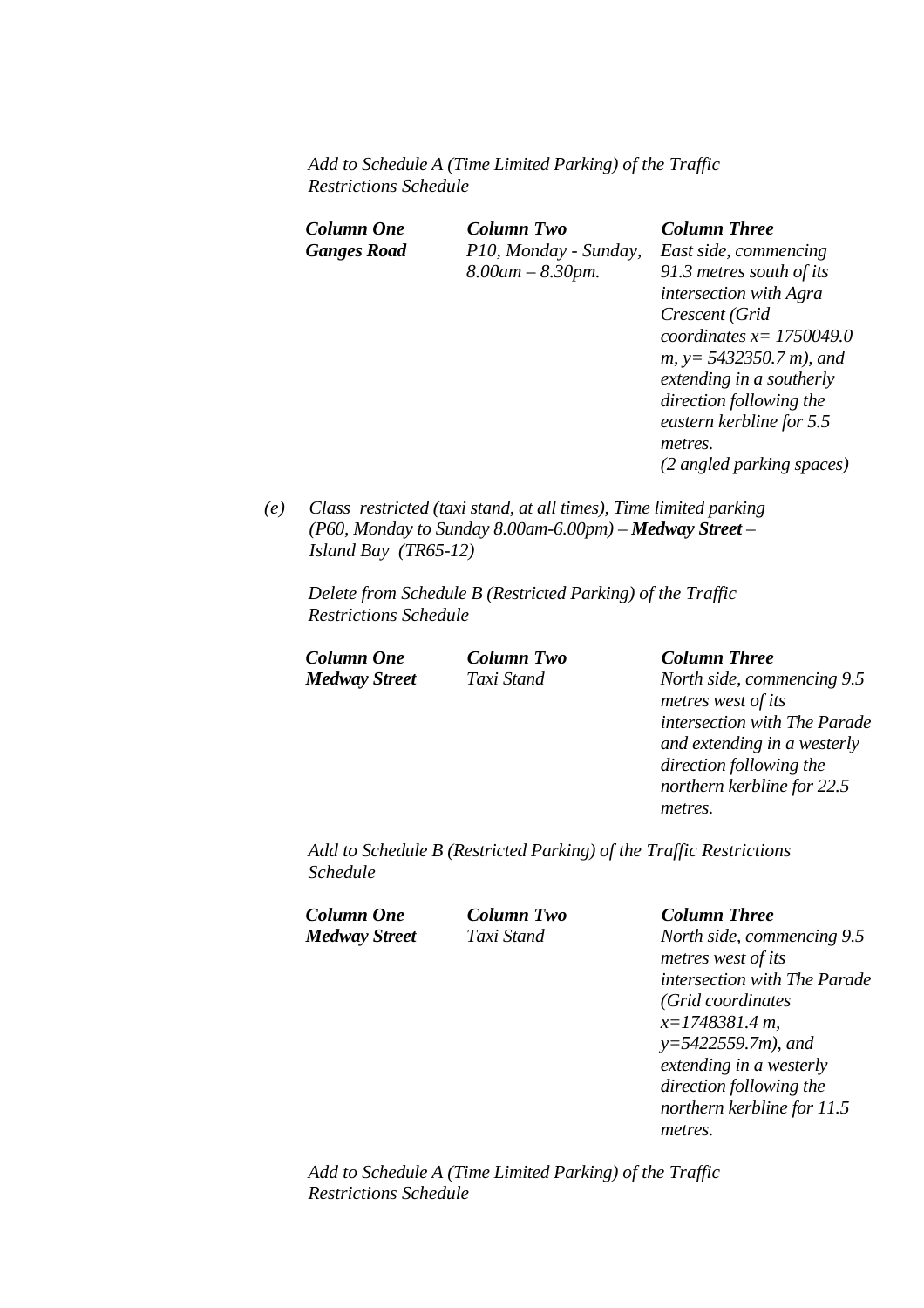*Add to Schedule A (Time Limited Parking) of the Traffic Restrictions Schedule*

| ***Column One*** | ***Column Two*** | ***Column Three*** |
|---|---|---|
| ***Ganges Road*** | *P10, Monday - Sunday, 8.00am – 8.30pm.* | *East side, commencing 91.3 metres south of its intersection with Agra Crescent (Grid coordinates x= 1750049.0 m, y= 5432350.7 m), and extending in a southerly direction following the eastern kerbline for 5.5 metres. (2 angled parking spaces)* |

*(e)* *Class restricted (taxi stand, at all times), Time limited parking (P60, Monday to Sunday 8.00am-6.00pm) –* ***Medway Street*** *– Island Bay (TR65-12)*

*Delete from Schedule B (Restricted Parking) of the Traffic Restrictions Schedule*

| ***Column One*** | ***Column Two*** | ***Column Three*** |
|---|---|---|
| ***Medway Street*** | *Taxi Stand* | *North side, commencing 9.5 metres west of its intersection with The Parade and extending in a westerly direction following the northern kerbline for 22.5 metres.* |

*Add to Schedule B (Restricted Parking) of the Traffic Restrictions Schedule*

| ***Column One*** | ***Column Two*** | ***Column Three*** |
|---|---|---|
| ***Medway Street*** | *Taxi Stand* | *North side, commencing 9.5 metres west of its intersection with The Parade (Grid coordinates x=1748381.4 m, y=5422559.7m), and extending in a westerly direction following the northern kerbline for 11.5 metres.* |

*Add to Schedule A (Time Limited Parking) of the Traffic Restrictions Schedule*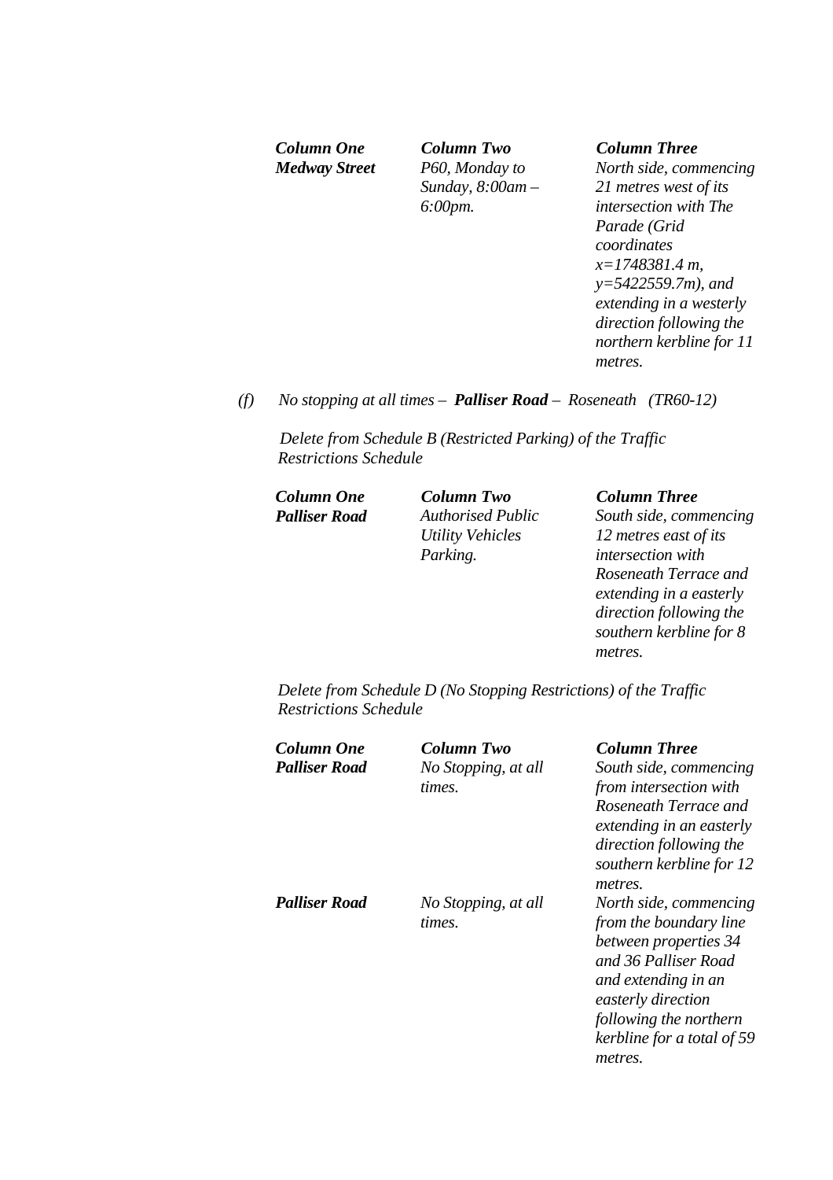| *Column One* | *Column Two* | *Column Three* |
|---|---|---|
| ***Medway Street*** | *P60, Monday to Sunday, 8:00am – 6:00pm.* | *North side, commencing 21 metres west of its intersection with The Parade (Grid coordinates x=1748381.4 m, y=5422559.7m), and extending in a westerly direction following the northern kerbline for 11 metres.* |

*(f)* *No stopping at all times –* ***Palliser Road*** *– Roseneath (TR60-12)*

*Delete from Schedule B (Restricted Parking) of the Traffic Restrictions Schedule*

| *Column One* | *Column Two* | *Column Three* |
|---|---|---|
| ***Palliser Road*** | *Authorised Public Utility Vehicles Parking.* | *South side, commencing 12 metres east of its intersection with Roseneath Terrace and extending in a easterly direction following the southern kerbline for 8 metres.* |

*Delete from Schedule D (No Stopping Restrictions) of the Traffic Restrictions Schedule*

| *Column One* | *Column Two* | *Column Three* |
|---|---|---|
| ***Palliser Road*** | *No Stopping, at all times.* | *South side, commencing from intersection with Roseneath Terrace and extending in an easterly direction following the southern kerbline for 12 metres.* |
| ***Palliser Road*** | *No Stopping, at all times.* | *North side, commencing from the boundary line between properties 34 and 36 Palliser Road and extending in an easterly direction following the northern kerbline for a total of 59 metres.* |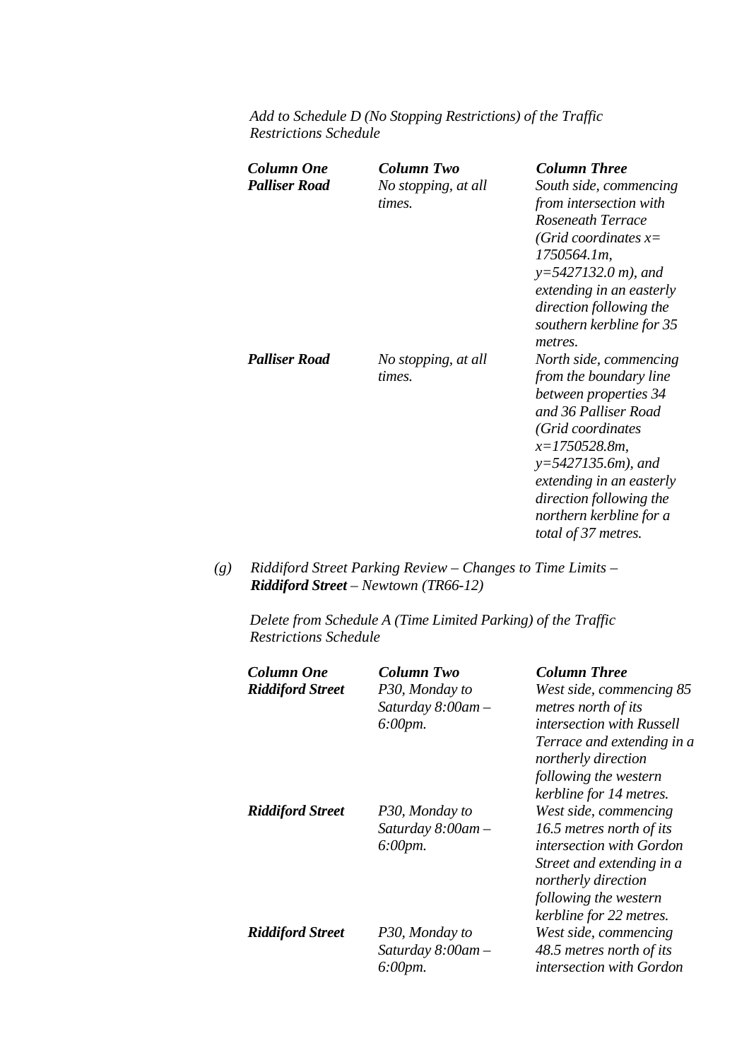*Add to Schedule D (No Stopping Restrictions) of the Traffic Restrictions Schedule*

| ***Column One*** | ***Column Two*** | ***Column Three*** |
|---|---|---|
| ***Palliser Road*** | *No stopping, at all times.* | *South side, commencing from intersection with Roseneath Terrace (Grid coordinates x= 1750564.1m, y=5427132.0 m), and extending in an easterly direction following the southern kerbline for 35 metres.* |
| ***Palliser Road*** | *No stopping, at all times.* | *North side, commencing from the boundary line between properties 34 and 36 Palliser Road (Grid coordinates x=1750528.8m, y=5427135.6m), and extending in an easterly direction following the northern kerbline for a total of 37 metres.* |

*(g)* *Riddiford Street Parking Review – Changes to Time Limits –* ***Riddiford Street*** *– Newtown (TR66-12)*

*Delete from Schedule A (Time Limited Parking) of the Traffic Restrictions Schedule*

| ***Column One*** | ***Column Two*** | ***Column Three*** |
|---|---|---|
| ***Riddiford Street*** | *P30, Monday to Saturday 8:00am – 6:00pm.* | *West side, commencing 85 metres north of its intersection with Russell Terrace and extending in a northerly direction following the western kerbline for 14 metres.* |
| ***Riddiford Street*** | *P30, Monday to Saturday 8:00am – 6:00pm.* | *West side, commencing 16.5 metres north of its intersection with Gordon Street and extending in a northerly direction following the western kerbline for 22 metres.* |
| ***Riddiford Street*** | *P30, Monday to Saturday 8:00am – 6:00pm.* | *West side, commencing 48.5 metres north of its intersection with Gordon* |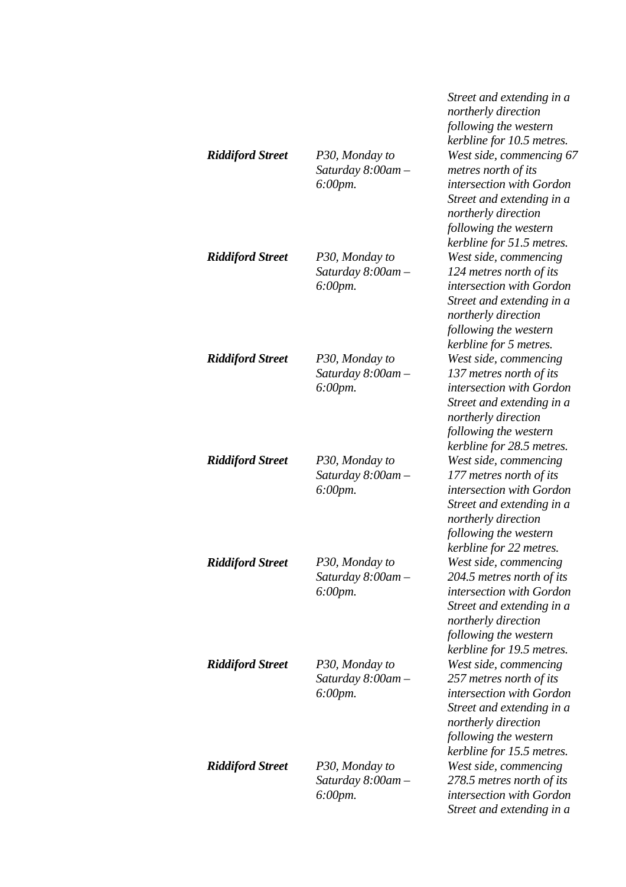| | | |
|---|---|---|
| | | *Street and extending in a northerly direction following the western kerbline for 10.5 metres.* |
| ***Riddiford Street*** | *P30, Monday to Saturday 8:00am – 6:00pm.* | *West side, commencing 67 metres north of its intersection with Gordon Street and extending in a northerly direction following the western kerbline for 51.5 metres.* |
| ***Riddiford Street*** | *P30, Monday to Saturday 8:00am – 6:00pm.* | *West side, commencing 124 metres north of its intersection with Gordon Street and extending in a northerly direction following the western kerbline for 5 metres.* |
| ***Riddiford Street*** | *P30, Monday to Saturday 8:00am – 6:00pm.* | *West side, commencing 137 metres north of its intersection with Gordon Street and extending in a northerly direction following the western kerbline for 28.5 metres.* |
| ***Riddiford Street*** | *P30, Monday to Saturday 8:00am – 6:00pm.* | *West side, commencing 177 metres north of its intersection with Gordon Street and extending in a northerly direction following the western kerbline for 22 metres.* |
| ***Riddiford Street*** | *P30, Monday to Saturday 8:00am – 6:00pm.* | *West side, commencing 204.5 metres north of its intersection with Gordon Street and extending in a northerly direction following the western kerbline for 19.5 metres.* |
| ***Riddiford Street*** | *P30, Monday to Saturday 8:00am – 6:00pm.* | *West side, commencing 257 metres north of its intersection with Gordon Street and extending in a northerly direction following the western kerbline for 15.5 metres.* |
| ***Riddiford Street*** | *P30, Monday to Saturday 8:00am – 6:00pm.* | *West side, commencing 278.5 metres north of its intersection with Gordon Street and extending in a* |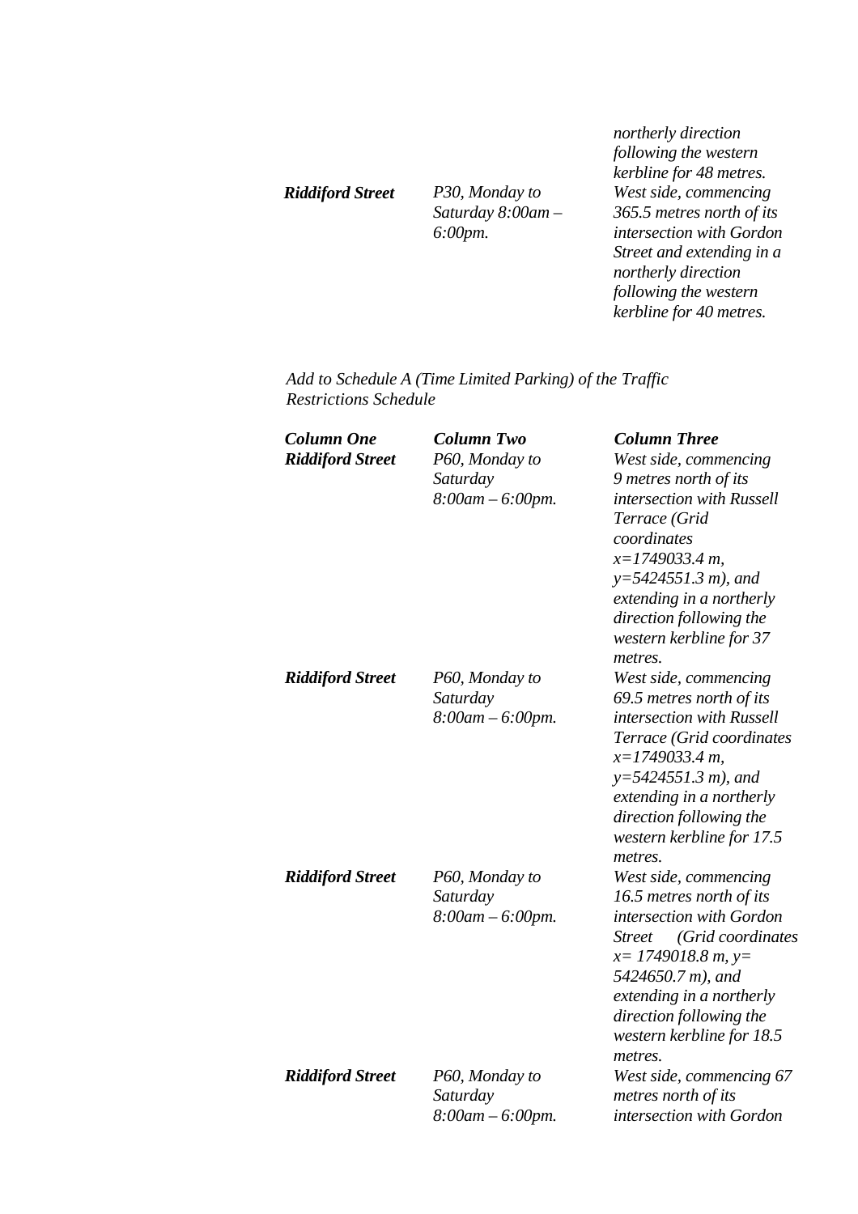| | | |
|---|---|---|
| | | *northerly direction following the western kerbline for 48 metres.* |
| ***Riddiford Street*** | *P30, Monday to Saturday 8:00am – 6:00pm.* | *West side, commencing 365.5 metres north of its intersection with Gordon Street and extending in a northerly direction following the western kerbline for 40 metres.* |

*Add to Schedule A (Time Limited Parking) of the Traffic Restrictions Schedule*

| ***Column One*** | ***Column Two*** | ***Column Three*** |
|---|---|---|
| ***Riddiford Street*** | *P60, Monday to Saturday 8:00am – 6:00pm.* | *West side, commencing 9 metres north of its intersection with Russell Terrace (Grid coordinates x=1749033.4 m, y=5424551.3 m), and extending in a northerly direction following the western kerbline for 37 metres.* |
| ***Riddiford Street*** | *P60, Monday to Saturday 8:00am – 6:00pm.* | *West side, commencing 69.5 metres north of its intersection with Russell Terrace (Grid coordinates x=1749033.4 m, y=5424551.3 m), and extending in a northerly direction following the western kerbline for 17.5 metres.* |
| ***Riddiford Street*** | *P60, Monday to Saturday 8:00am – 6:00pm.* | *West side, commencing 16.5 metres north of its intersection with Gordon Street (Grid coordinates x= 1749018.8 m, y= 5424650.7 m), and extending in a northerly direction following the western kerbline for 18.5 metres.* |
| ***Riddiford Street*** | *P60, Monday to Saturday 8:00am – 6:00pm.* | *West side, commencing 67 metres north of its intersection with Gordon* |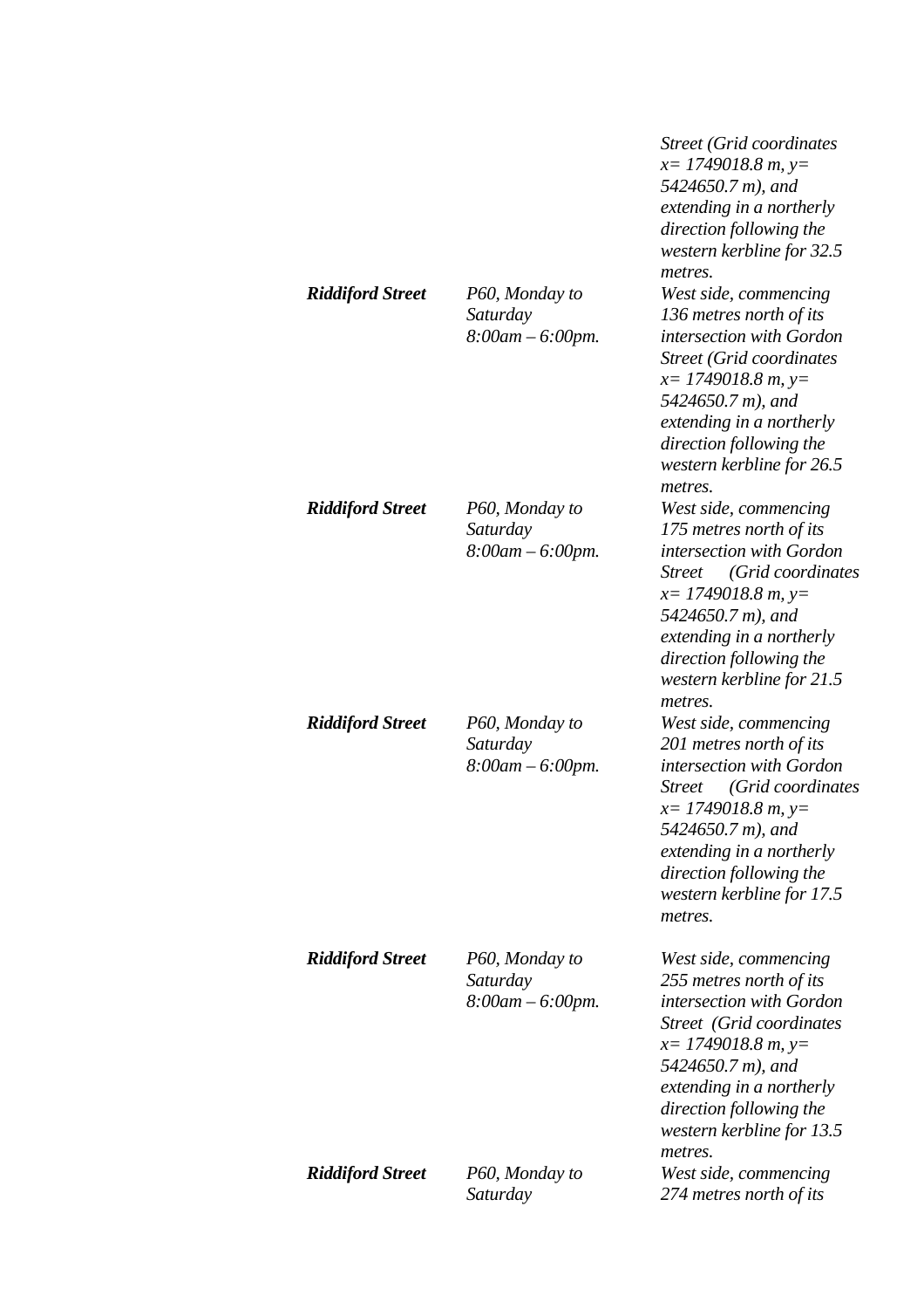| | | |
|---|---|---|
| | | *Street (Grid coordinates x= 1749018.8 m, y= 5424650.7 m), and extending in a northerly direction following the western kerbline for 32.5 metres.* |
| ***Riddiford Street*** | *P60, Monday to Saturday 8:00am – 6:00pm.* | *West side, commencing 136 metres north of its intersection with Gordon Street (Grid coordinates x= 1749018.8 m, y= 5424650.7 m), and extending in a northerly direction following the western kerbline for 26.5 metres.* |
| ***Riddiford Street*** | *P60, Monday to Saturday 8:00am – 6:00pm.* | *West side, commencing 175 metres north of its intersection with Gordon Street (Grid coordinates x= 1749018.8 m, y= 5424650.7 m), and extending in a northerly direction following the western kerbline for 21.5 metres.* |
| ***Riddiford Street*** | *P60, Monday to Saturday 8:00am – 6:00pm.* | *West side, commencing 201 metres north of its intersection with Gordon Street (Grid coordinates x= 1749018.8 m, y= 5424650.7 m), and extending in a northerly direction following the western kerbline for 17.5 metres.* |
| ***Riddiford Street*** | *P60, Monday to Saturday 8:00am – 6:00pm.* | *West side, commencing 255 metres north of its intersection with Gordon Street (Grid coordinates x= 1749018.8 m, y= 5424650.7 m), and extending in a northerly direction following the western kerbline for 13.5 metres.* |
| ***Riddiford Street*** | *P60, Monday to Saturday* | *West side, commencing 274 metres north of its* |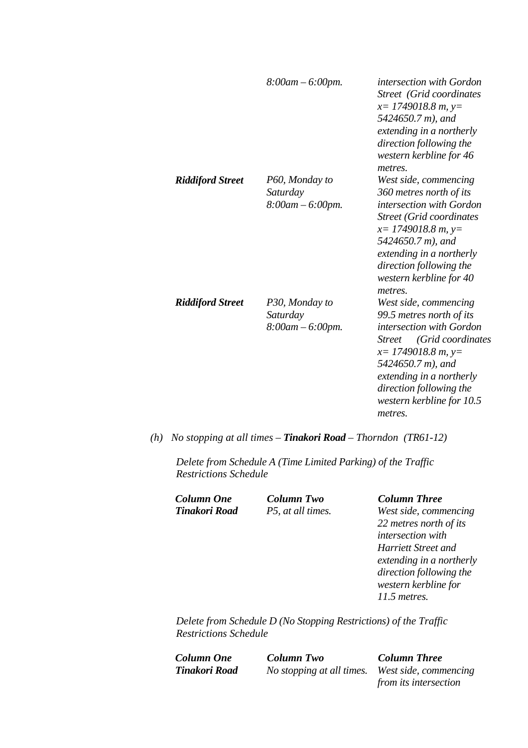| | | |
|---|---|---|
| | *8:00am – 6:00pm.* | *intersection with Gordon Street (Grid coordinates x= 1749018.8 m, y= 5424650.7 m), and extending in a northerly direction following the western kerbline for 46 metres.* |
| ***Riddiford Street*** | *P60, Monday to Saturday 8:00am – 6:00pm.* | *West side, commencing 360 metres north of its intersection with Gordon Street (Grid coordinates x= 1749018.8 m, y= 5424650.7 m), and extending in a northerly direction following the western kerbline for 40 metres.* |
| ***Riddiford Street*** | *P30, Monday to Saturday 8:00am – 6:00pm.* | *West side, commencing 99.5 metres north of its intersection with Gordon Street (Grid coordinates x= 1749018.8 m, y= 5424650.7 m), and extending in a northerly direction following the western kerbline for 10.5 metres.* |

*(h) No stopping at all times – **Tinakori Road** – Thorndon (TR61-12)*

*Delete from Schedule A (Time Limited Parking) of the Traffic Restrictions Schedule*

| ***Column One*** | ***Column Two*** | ***Column Three*** |
|---|---|---|
| ***Tinakori Road*** | *P5, at all times.* | *West side, commencing 22 metres north of its intersection with Harriett Street and extending in a northerly direction following the western kerbline for 11.5 metres.* |

*Delete from Schedule D (No Stopping Restrictions) of the Traffic Restrictions Schedule*

| ***Column One*** | ***Column Two*** | ***Column Three*** |
|---|---|---|
| ***Tinakori Road*** | *No stopping at all times.* | *West side, commencing from its intersection* |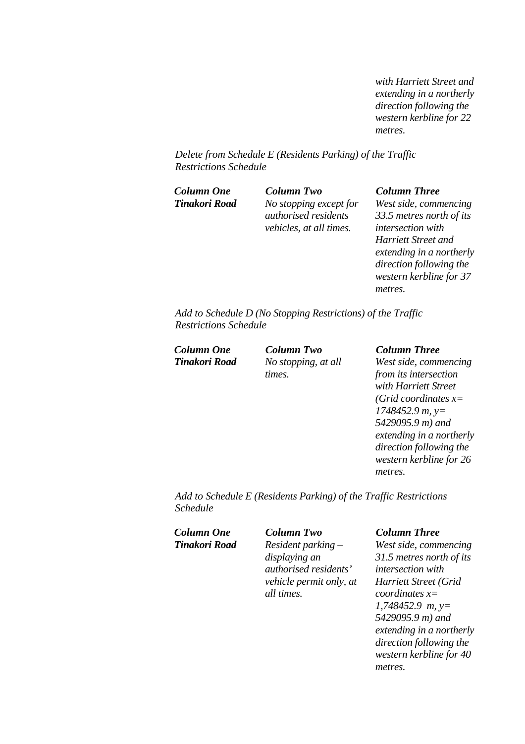*with Harriett Street and extending in a northerly direction following the western kerbline for 22 metres.*

*Delete from Schedule E (Residents Parking) of the Traffic Restrictions Schedule*

| ***Column One*** | ***Column Two*** | ***Column Three*** |
|---|---|---|
| ***Tinakori Road*** | *No stopping except for authorised residents vehicles, at all times.* | *West side, commencing 33.5 metres north of its intersection with Harriett Street and extending in a northerly direction following the western kerbline for 37 metres.* |

*Add to Schedule D (No Stopping Restrictions) of the Traffic Restrictions Schedule*

| ***Column One*** | ***Column Two*** | ***Column Three*** |
|---|---|---|
| ***Tinakori Road*** | *No stopping, at all times.* | *West side, commencing from its intersection with Harriett Street (Grid coordinates x= 1748452.9 m, y= 5429095.9 m) and extending in a northerly direction following the western kerbline for 26 metres.* |

*Add to Schedule E (Residents Parking) of the Traffic Restrictions Schedule*

| ***Column One*** | ***Column Two*** | ***Column Three*** |
|---|---|---|
| ***Tinakori Road*** | *Resident parking – displaying an authorised residents' vehicle permit only, at all times.* | *West side, commencing 31.5 metres north of its intersection with Harriett Street (Grid coordinates x= 1,748452.9 m, y= 5429095.9 m) and extending in a northerly direction following the western kerbline for 40 metres.* |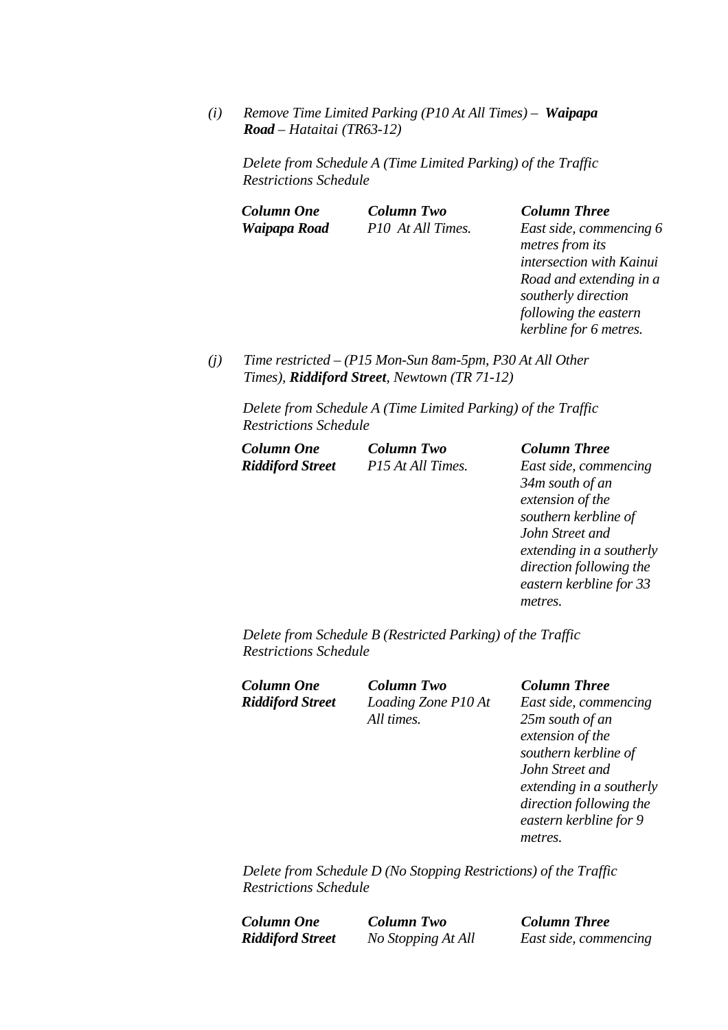*(i) Remove Time Limited Parking (P10 At All Times) – **Waipapa Road** – Hataitai (TR63-12)*

*Delete from Schedule A (Time Limited Parking) of the Traffic Restrictions Schedule*

| ***Column One*** | ***Column Two*** | ***Column Three*** |
|---|---|---|
| ***Waipapa Road*** | *P10 At All Times.* | *East side, commencing 6 metres from its intersection with Kainui Road and extending in a southerly direction following the eastern kerbline for 6 metres.* |

*(j) Time restricted – (P15 Mon-Sun 8am-5pm, P30 At All Other Times), **Riddiford Street**, Newtown (TR 71-12)*

*Delete from Schedule A (Time Limited Parking) of the Traffic Restrictions Schedule*

| ***Column One*** | ***Column Two*** | ***Column Three*** |
|---|---|---|
| ***Riddiford Street*** | *P15 At All Times.* | *East side, commencing 34m south of an extension of the southern kerbline of John Street and extending in a southerly direction following the eastern kerbline for 33 metres.* |

*Delete from Schedule B (Restricted Parking) of the Traffic Restrictions Schedule*

| ***Column One*** | ***Column Two*** | ***Column Three*** |
|---|---|---|
| ***Riddiford Street*** | *Loading Zone P10 At All times.* | *East side, commencing 25m south of an extension of the southern kerbline of John Street and extending in a southerly direction following the eastern kerbline for 9 metres.* |

*Delete from Schedule D (No Stopping Restrictions) of the Traffic Restrictions Schedule*

| ***Column One*** | ***Column Two*** | ***Column Three*** |
|---|---|---|
| ***Riddiford Street*** | *No Stopping At All* | *East side, commencing* |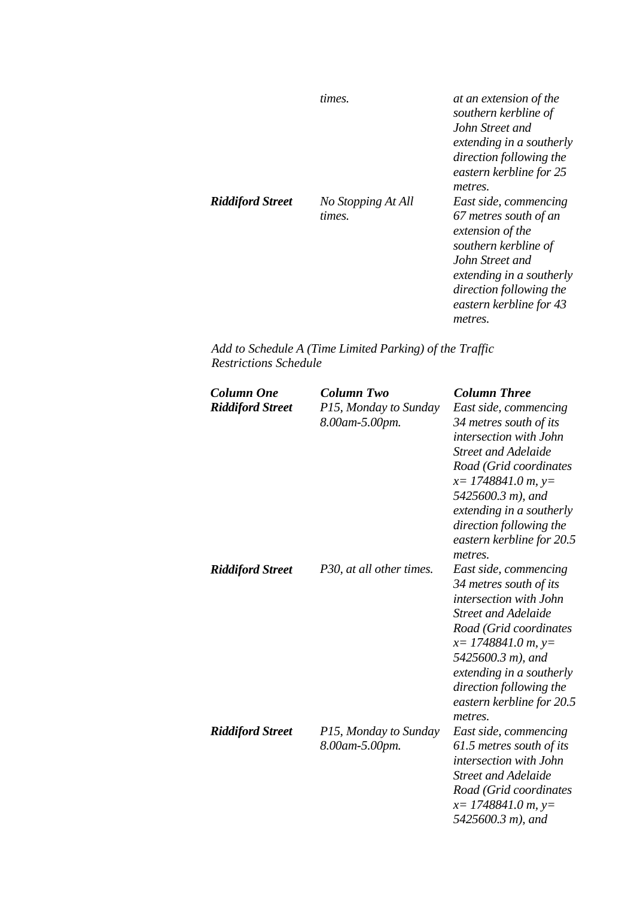| | | |
|---|---|---|
| | *times.* | *at an extension of the southern kerbline of John Street and extending in a southerly direction following the eastern kerbline for 25 metres.* |
| ***Riddiford Street*** | *No Stopping At All times.* | *East side, commencing 67 metres south of an extension of the southern kerbline of John Street and extending in a southerly direction following the eastern kerbline for 43 metres.* |

*Add to Schedule A (Time Limited Parking) of the Traffic Restrictions Schedule*

| ***Column One*** | ***Column Two*** | ***Column Three*** |
|---|---|---|
| ***Riddiford Street*** | *P15, Monday to Sunday 8.00am-5.00pm.* | *East side, commencing 34 metres south of its intersection with John Street and Adelaide Road (Grid coordinates x= 1748841.0 m, y= 5425600.3 m), and extending in a southerly direction following the eastern kerbline for 20.5 metres.* |
| ***Riddiford Street*** | *P30, at all other times.* | *East side, commencing 34 metres south of its intersection with John Street and Adelaide Road (Grid coordinates x= 1748841.0 m, y= 5425600.3 m), and extending in a southerly direction following the eastern kerbline for 20.5 metres.* |
| ***Riddiford Street*** | *P15, Monday to Sunday 8.00am-5.00pm.* | *East side, commencing 61.5 metres south of its intersection with John Street and Adelaide Road (Grid coordinates x= 1748841.0 m, y= 5425600.3 m), and* |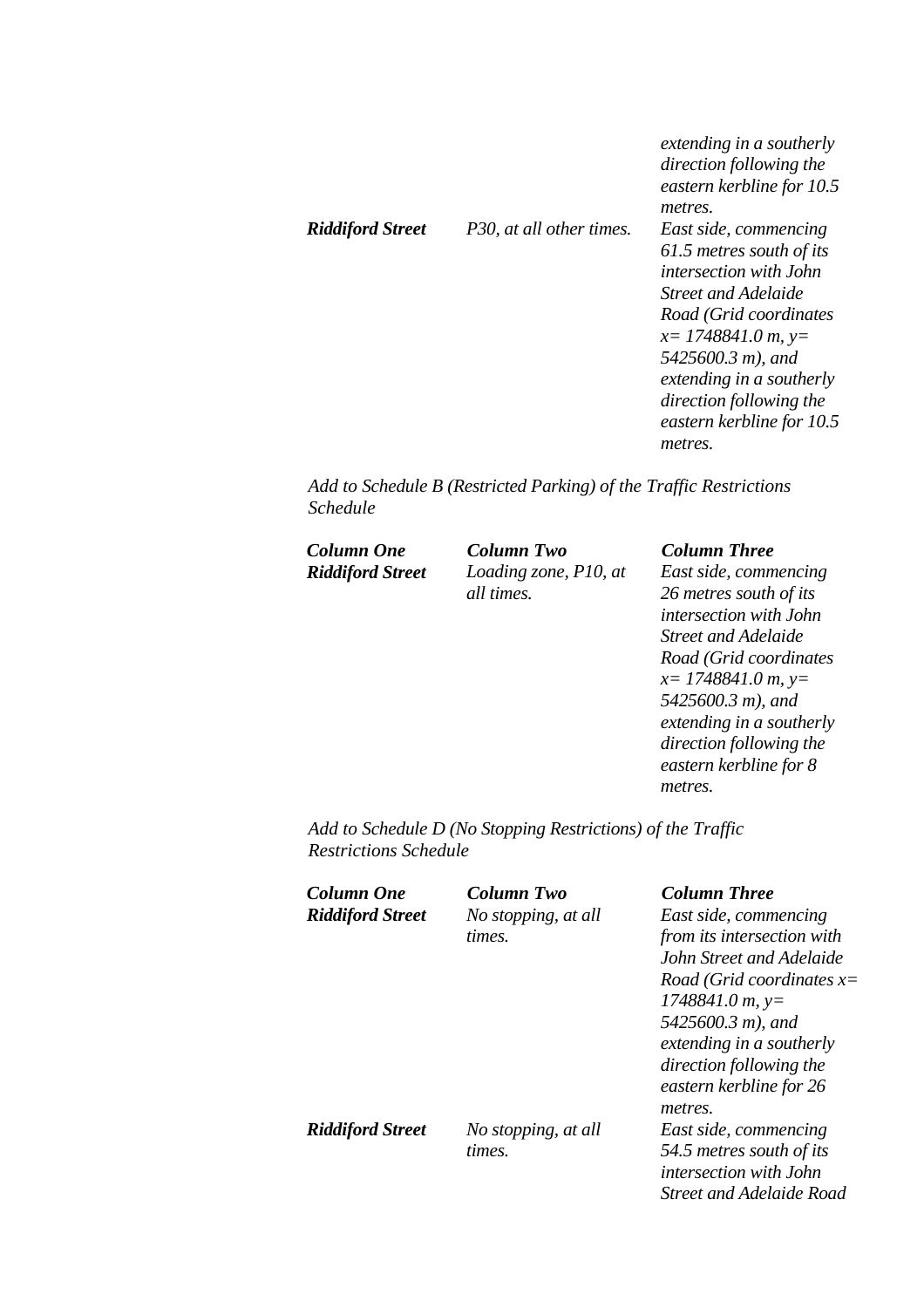| | | *extending in a southerly direction following the eastern kerbline for 10.5 metres.* |
|---|---|---|
| ***Riddiford Street*** | *P30, at all other times.* | *East side, commencing 61.5 metres south of its intersection with John Street and Adelaide Road (Grid coordinates x= 1748841.0 m, y= 5425600.3 m), and extending in a southerly direction following the eastern kerbline for 10.5 metres.* |

*Add to Schedule B (Restricted Parking) of the Traffic Restrictions Schedule*

| ***Column One*** | ***Column Two*** | ***Column Three*** |
|---|---|---|
| ***Riddiford Street*** | *Loading zone, P10, at all times.* | *East side, commencing 26 metres south of its intersection with John Street and Adelaide Road (Grid coordinates x= 1748841.0 m, y= 5425600.3 m), and extending in a southerly direction following the eastern kerbline for 8 metres.* |

*Add to Schedule D (No Stopping Restrictions) of the Traffic Restrictions Schedule*

| ***Column One*** | ***Column Two*** | ***Column Three*** |
|---|---|---|
| ***Riddiford Street*** | *No stopping, at all times.* | *East side, commencing from its intersection with John Street and Adelaide Road (Grid coordinates x= 1748841.0 m, y= 5425600.3 m), and extending in a southerly direction following the eastern kerbline for 26 metres.* |
| ***Riddiford Street*** | *No stopping, at all times.* | *East side, commencing 54.5 metres south of its intersection with John Street and Adelaide Road* |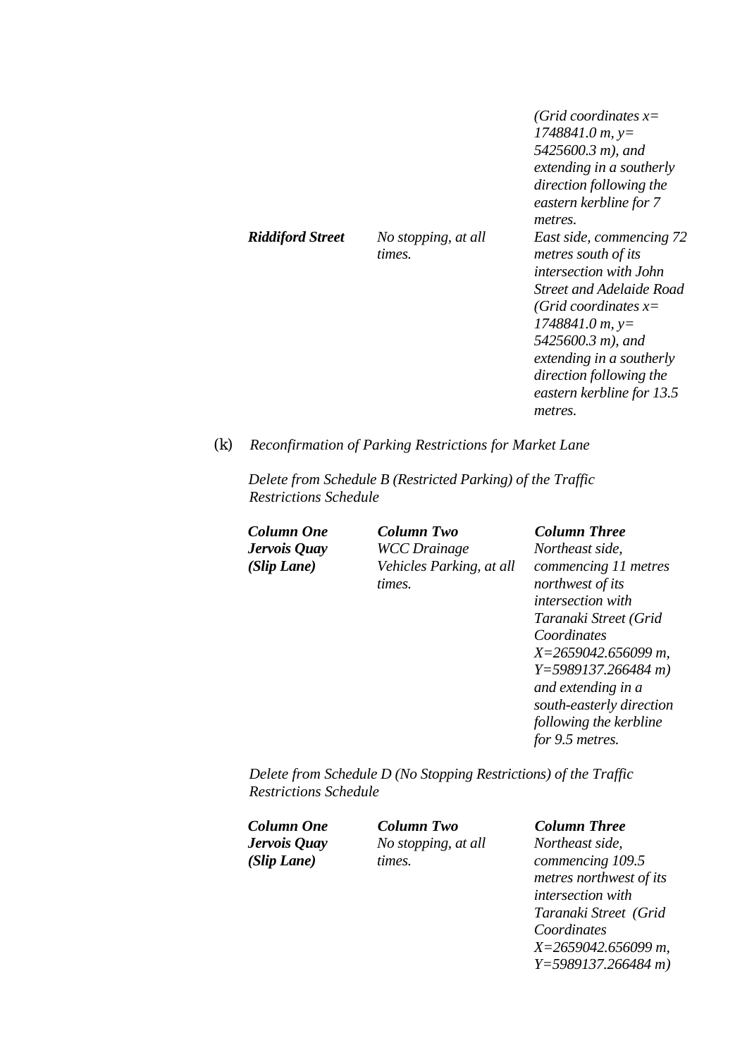| | | |
|---|---|---|
| | | *(Grid coordinates x= 1748841.0 m, y= 5425600.3 m), and extending in a southerly direction following the eastern kerbline for 7 metres.* |
| ***Riddiford Street*** | *No stopping, at all times.* | *East side, commencing 72 metres south of its intersection with John Street and Adelaide Road (Grid coordinates x= 1748841.0 m, y= 5425600.3 m), and extending in a southerly direction following the eastern kerbline for 13.5 metres.* |

(k) *Reconfirmation of Parking Restrictions for Market Lane*

*Delete from Schedule B (Restricted Parking) of the Traffic Restrictions Schedule*

| ***Column One*** | ***Column Two*** | ***Column Three*** |
|---|---|---|
| ***Jervois Quay (Slip Lane)*** | *WCC Drainage Vehicles Parking, at all times.* | *Northeast side, commencing 11 metres northwest of its intersection with Taranaki Street (Grid Coordinates X=2659042.656099 m, Y=5989137.266484 m) and extending in a south-easterly direction following the kerbline for 9.5 metres.* |

*Delete from Schedule D (No Stopping Restrictions) of the Traffic Restrictions Schedule*

| ***Column One*** | ***Column Two*** | ***Column Three*** |
|---|---|---|
| ***Jervois Quay (Slip Lane)*** | *No stopping, at all times.* | *Northeast side, commencing 109.5 metres northwest of its intersection with Taranaki Street (Grid Coordinates X=2659042.656099 m, Y=5989137.266484 m)* |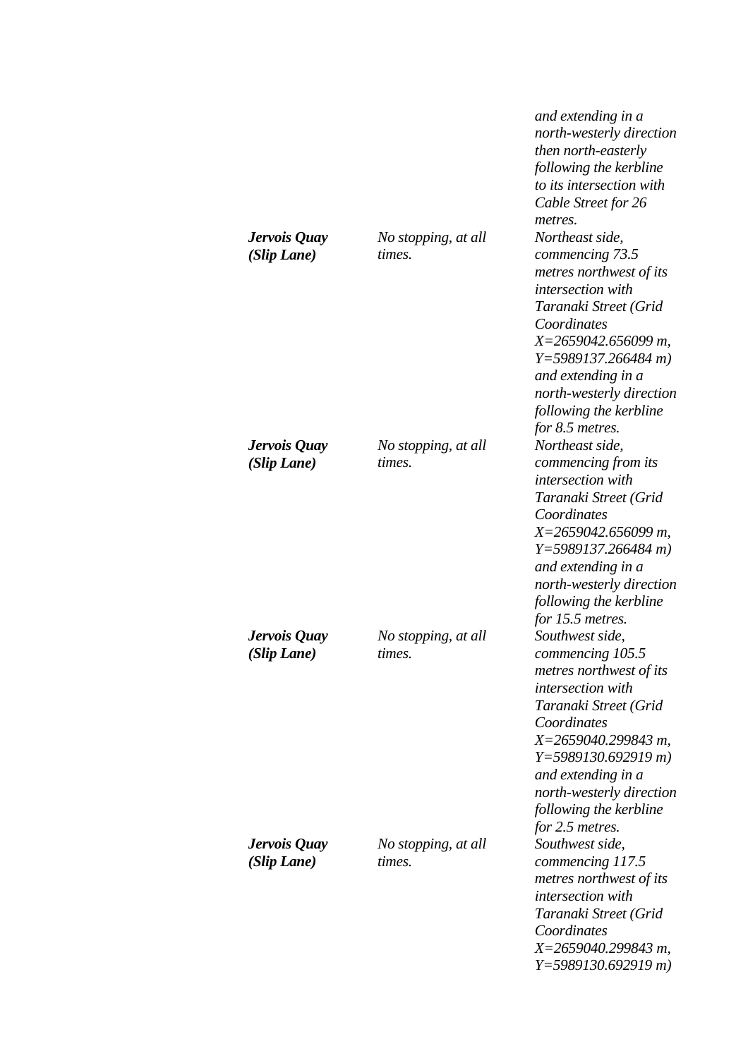| | | |
|---|---|---|
| | | *and extending in a north-westerly direction then north-easterly following the kerbline to its intersection with Cable Street for 26 metres.* |
| ***Jervois Quay (Slip Lane)*** | *No stopping, at all times.* | *Northeast side, commencing 73.5 metres northwest of its intersection with Taranaki Street (Grid Coordinates X=2659042.656099 m, Y=5989137.266484 m) and extending in a north-westerly direction following the kerbline for 8.5 metres.* |
| ***Jervois Quay (Slip Lane)*** | *No stopping, at all times.* | *Northeast side, commencing from its intersection with Taranaki Street (Grid Coordinates X=2659042.656099 m, Y=5989137.266484 m) and extending in a north-westerly direction following the kerbline for 15.5 metres.* |
| ***Jervois Quay (Slip Lane)*** | *No stopping, at all times.* | *Southwest side, commencing 105.5 metres northwest of its intersection with Taranaki Street (Grid Coordinates X=2659040.299843 m, Y=5989130.692919 m) and extending in a north-westerly direction following the kerbline for 2.5 metres.* |
| ***Jervois Quay (Slip Lane)*** | *No stopping, at all times.* | *Southwest side, commencing 117.5 metres northwest of its intersection with Taranaki Street (Grid Coordinates X=2659040.299843 m, Y=5989130.692919 m)* |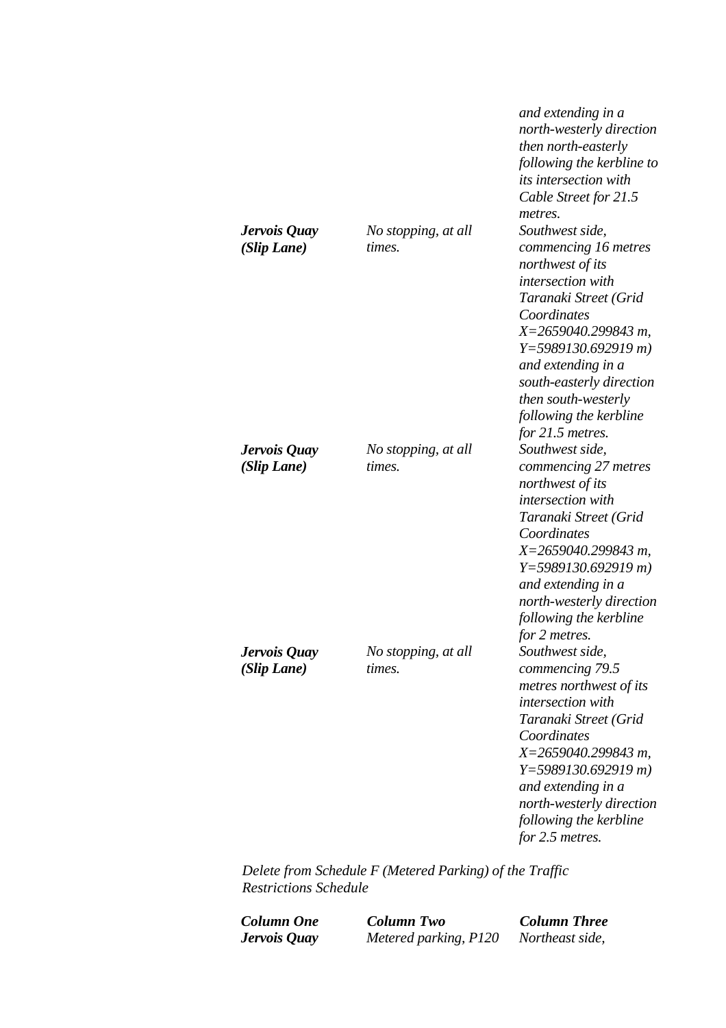| | | |
|---|---|---|
| | | *and extending in a north-westerly direction then north-easterly following the kerbline to its intersection with Cable Street for 21.5 metres.* |
| ***Jervois Quay (Slip Lane)*** | *No stopping, at all times.* | *Southwest side, commencing 16 metres northwest of its intersection with Taranaki Street (Grid Coordinates X=2659040.299843 m, Y=5989130.692919 m) and extending in a south-easterly direction then south-westerly following the kerbline for 21.5 metres.* |
| ***Jervois Quay (Slip Lane)*** | *No stopping, at all times.* | *Southwest side, commencing 27 metres northwest of its intersection with Taranaki Street (Grid Coordinates X=2659040.299843 m, Y=5989130.692919 m) and extending in a north-westerly direction following the kerbline for 2 metres.* |
| ***Jervois Quay (Slip Lane)*** | *No stopping, at all times.* | *Southwest side, commencing 79.5 metres northwest of its intersection with Taranaki Street (Grid Coordinates X=2659040.299843 m, Y=5989130.692919 m) and extending in a north-westerly direction following the kerbline for 2.5 metres.* |

*Delete from Schedule F (Metered Parking) of the Traffic Restrictions Schedule*

| ***Column One*** | ***Column Two*** | ***Column Three*** |
|---|---|---|
| ***Jervois Quay*** | *Metered parking, P120* | *Northeast side,* |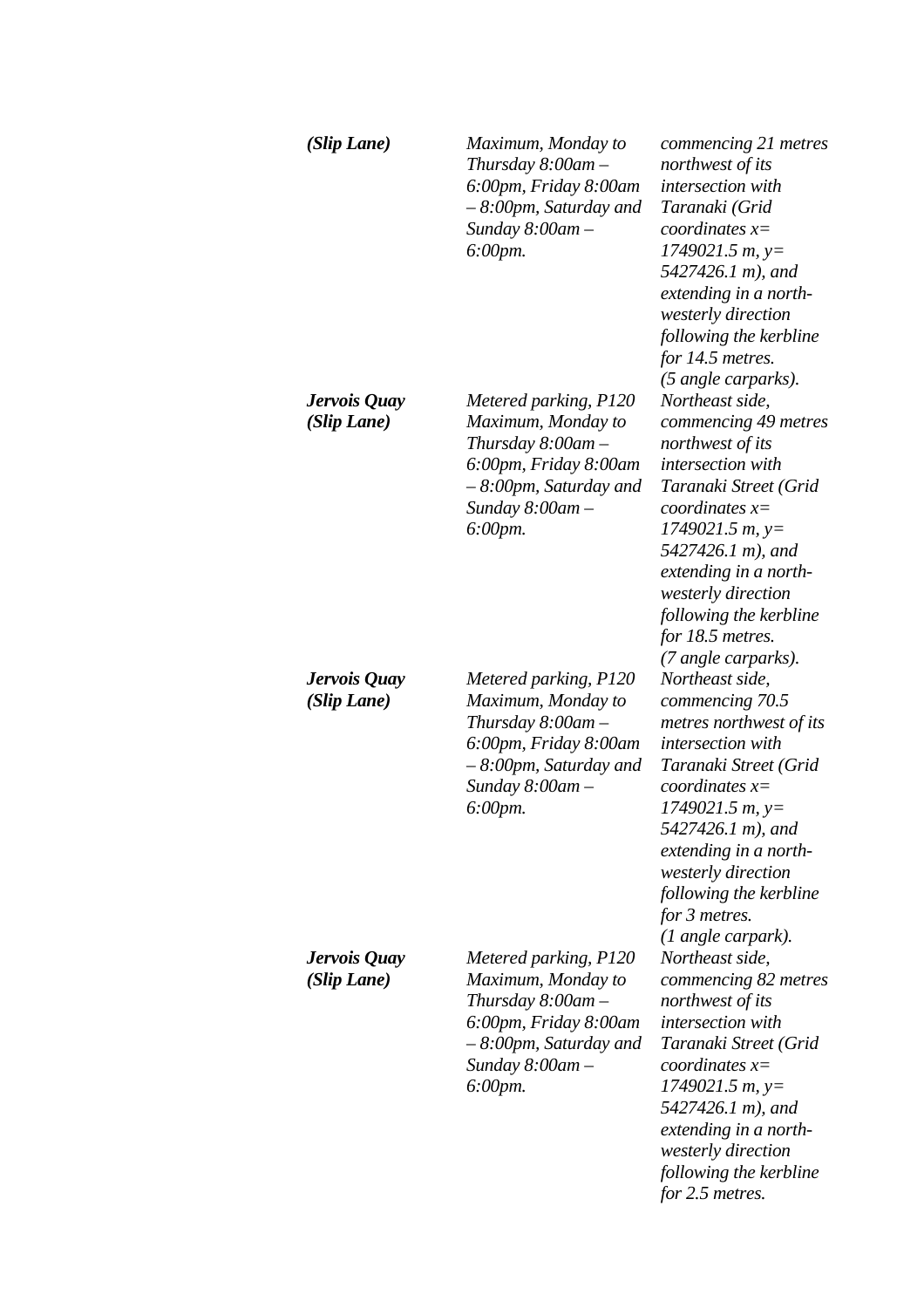| | | |
|---|---|---|
| ***(Slip Lane)*** | *Maximum, Monday to Thursday 8:00am – 6:00pm, Friday 8:00am – 8:00pm, Saturday and Sunday 8:00am – 6:00pm.* | *commencing 21 metres northwest of its intersection with Taranaki (Grid coordinates x= 1749021.5 m, y= 5427426.1 m), and extending in a north-westerly direction following the kerbline for 14.5 metres. (5 angle carparks).* |
| ***Jervois Quay (Slip Lane)*** | *Metered parking, P120 Maximum, Monday to Thursday 8:00am – 6:00pm, Friday 8:00am – 8:00pm, Saturday and Sunday 8:00am – 6:00pm.* | *Northeast side, commencing 49 metres northwest of its intersection with Taranaki Street (Grid coordinates x= 1749021.5 m, y= 5427426.1 m), and extending in a north-westerly direction following the kerbline for 18.5 metres. (7 angle carparks).* |
| ***Jervois Quay (Slip Lane)*** | *Metered parking, P120 Maximum, Monday to Thursday 8:00am – 6:00pm, Friday 8:00am – 8:00pm, Saturday and Sunday 8:00am – 6:00pm.* | *Northeast side, commencing 70.5 metres northwest of its intersection with Taranaki Street (Grid coordinates x= 1749021.5 m, y= 5427426.1 m), and extending in a north-westerly direction following the kerbline for 3 metres. (1 angle carpark).* |
| ***Jervois Quay (Slip Lane)*** | *Metered parking, P120 Maximum, Monday to Thursday 8:00am – 6:00pm, Friday 8:00am – 8:00pm, Saturday and Sunday 8:00am – 6:00pm.* | *Northeast side, commencing 82 metres northwest of its intersection with Taranaki Street (Grid coordinates x= 1749021.5 m, y= 5427426.1 m), and extending in a north-westerly direction following the kerbline for 2.5 metres.* |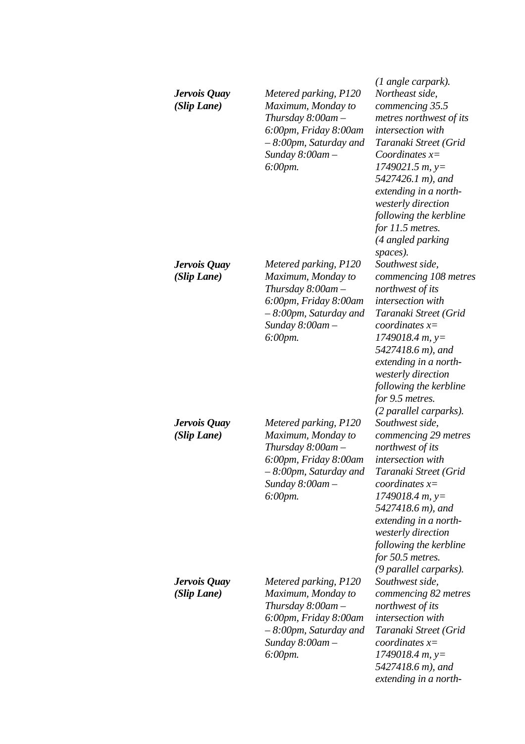| | | (1 angle carpark). |
|---|---|---|
| ***Jervois Quay (Slip Lane)*** | *Metered parking, P120 Maximum, Monday to Thursday 8:00am – 6:00pm, Friday 8:00am – 8:00pm, Saturday and Sunday 8:00am – 6:00pm.* | *Northeast side, commencing 35.5 metres northwest of its intersection with Taranaki Street (Grid Coordinates x= 1749021.5 m, y= 5427426.1 m), and extending in a north-westerly direction following the kerbline for 11.5 metres. (4 angled parking spaces).* |
| ***Jervois Quay (Slip Lane)*** | *Metered parking, P120 Maximum, Monday to Thursday 8:00am – 6:00pm, Friday 8:00am – 8:00pm, Saturday and Sunday 8:00am – 6:00pm.* | *Southwest side, commencing 108 metres northwest of its intersection with Taranaki Street (Grid coordinates x= 1749018.4 m, y= 5427418.6 m), and extending in a north-westerly direction following the kerbline for 9.5 metres. (2 parallel carparks).* |
| ***Jervois Quay (Slip Lane)*** | *Metered parking, P120 Maximum, Monday to Thursday 8:00am – 6:00pm, Friday 8:00am – 8:00pm, Saturday and Sunday 8:00am – 6:00pm.* | *Southwest side, commencing 29 metres northwest of its intersection with Taranaki Street (Grid coordinates x= 1749018.4 m, y= 5427418.6 m), and extending in a north-westerly direction following the kerbline for 50.5 metres. (9 parallel carparks).* |
| ***Jervois Quay (Slip Lane)*** | *Metered parking, P120 Maximum, Monday to Thursday 8:00am – 6:00pm, Friday 8:00am – 8:00pm, Saturday and Sunday 8:00am – 6:00pm.* | *Southwest side, commencing 82 metres northwest of its intersection with Taranaki Street (Grid coordinates x= 1749018.4 m, y= 5427418.6 m), and extending in a north-* |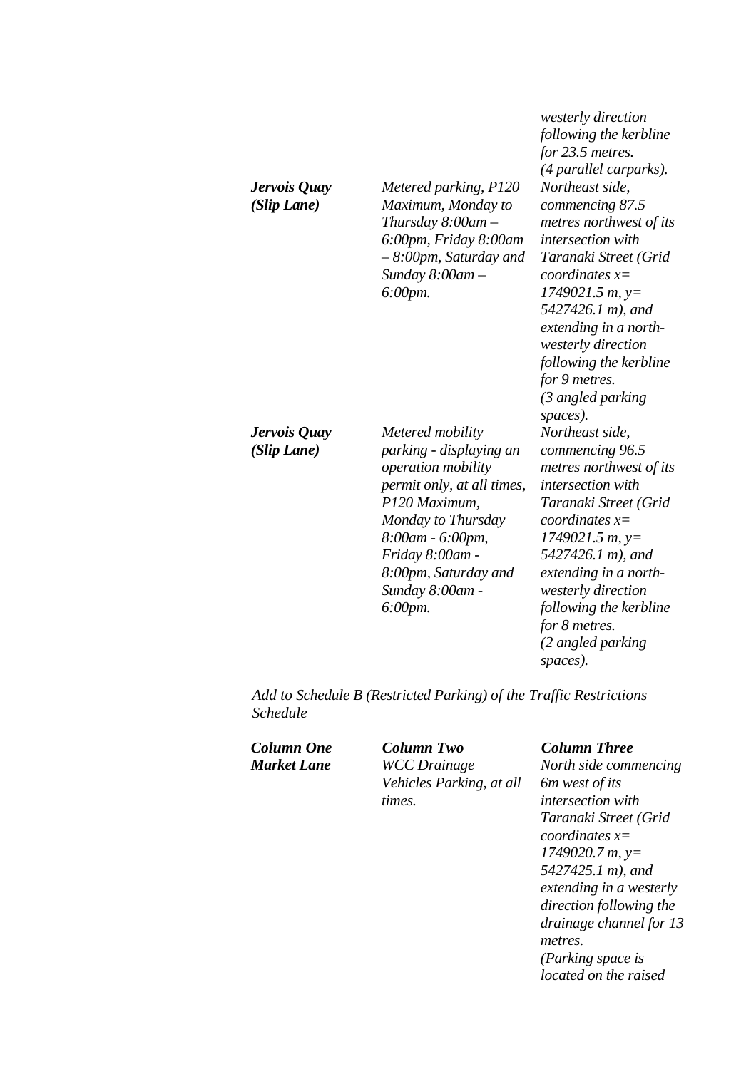| | | westerly direction following the kerbline for 23.5 metres. (4 parallel carparks). |
|---|---|---|
| ***Jervois Quay (Slip Lane)*** | *Metered parking, P120 Maximum, Monday to Thursday 8:00am – 6:00pm, Friday 8:00am – 8:00pm, Saturday and Sunday 8:00am – 6:00pm.* | *Northeast side, commencing 87.5 metres northwest of its intersection with Taranaki Street (Grid coordinates x= 1749021.5 m, y= 5427426.1 m), and extending in a north-westerly direction following the kerbline for 9 metres. (3 angled parking spaces).* |
| ***Jervois Quay (Slip Lane)*** | *Metered mobility parking - displaying an operation mobility permit only, at all times, P120 Maximum, Monday to Thursday 8:00am - 6:00pm, Friday 8:00am - 8:00pm, Saturday and Sunday 8:00am - 6:00pm.* | *Northeast side, commencing 96.5 metres northwest of its intersection with Taranaki Street (Grid coordinates x= 1749021.5 m, y= 5427426.1 m), and extending in a north-westerly direction following the kerbline for 8 metres. (2 angled parking spaces).* |

*Add to Schedule B (Restricted Parking) of the Traffic Restrictions Schedule*

| ***Column One*** | ***Column Two*** | ***Column Three*** |
|---|---|---|
| ***Market Lane*** | *WCC Drainage Vehicles Parking, at all times.* | *North side commencing 6m west of its intersection with Taranaki Street (Grid coordinates x= 1749020.7 m, y= 5427425.1 m), and extending in a westerly direction following the drainage channel for 13 metres. (Parking space is located on the raised* |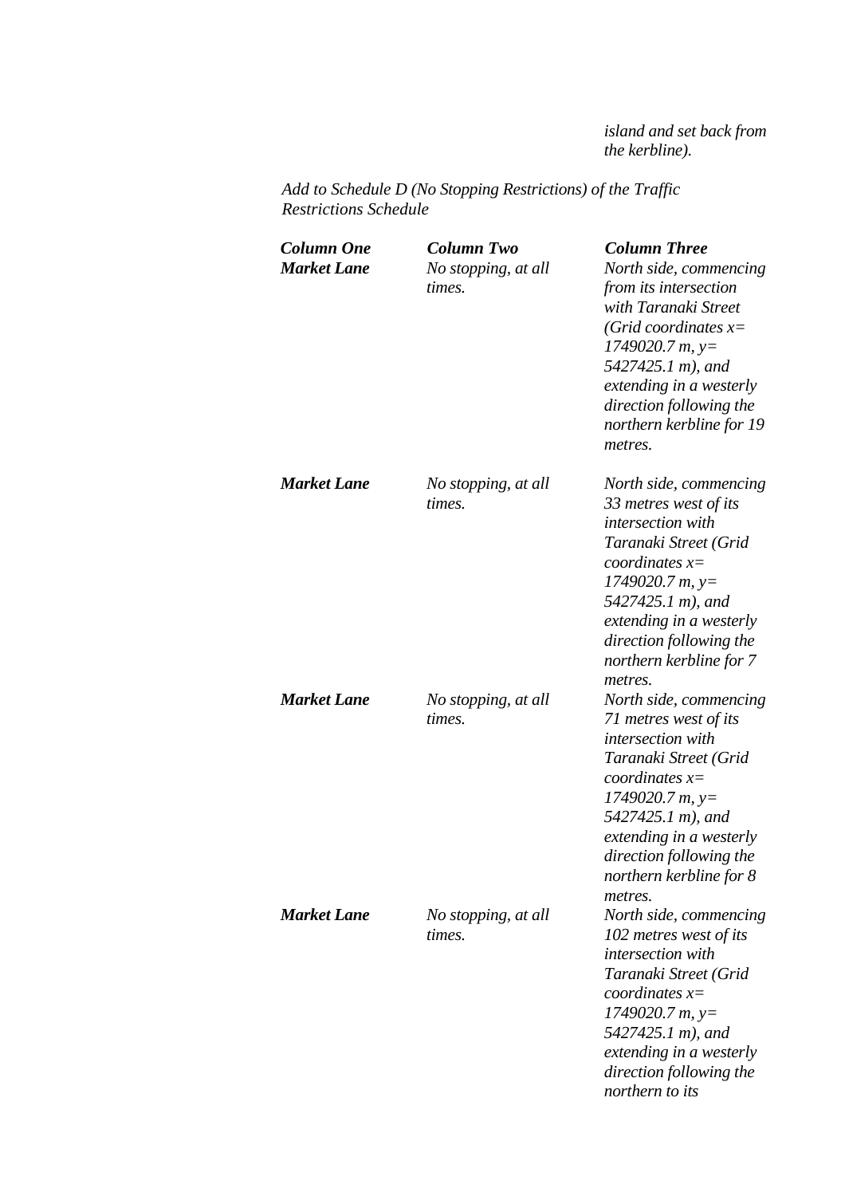*island and set back from the kerbline).*

*Add to Schedule D (No Stopping Restrictions) of the Traffic Restrictions Schedule*

| ***Column One*** | ***Column Two*** | ***Column Three*** |
|---|---|---|
| ***Market Lane*** | *No stopping, at all times.* | *North side, commencing from its intersection with Taranaki Street (Grid coordinates x= 1749020.7 m, y= 5427425.1 m), and extending in a westerly direction following the northern kerbline for 19 metres.* |
| ***Market Lane*** | *No stopping, at all times.* | *North side, commencing 33 metres west of its intersection with Taranaki Street (Grid coordinates x= 1749020.7 m, y= 5427425.1 m), and extending in a westerly direction following the northern kerbline for 7 metres.* |
| ***Market Lane*** | *No stopping, at all times.* | *North side, commencing 71 metres west of its intersection with Taranaki Street (Grid coordinates x= 1749020.7 m, y= 5427425.1 m), and extending in a westerly direction following the northern kerbline for 8 metres.* |
| ***Market Lane*** | *No stopping, at all times.* | *North side, commencing 102 metres west of its intersection with Taranaki Street (Grid coordinates x= 1749020.7 m, y= 5427425.1 m), and extending in a westerly direction following the northern to its* |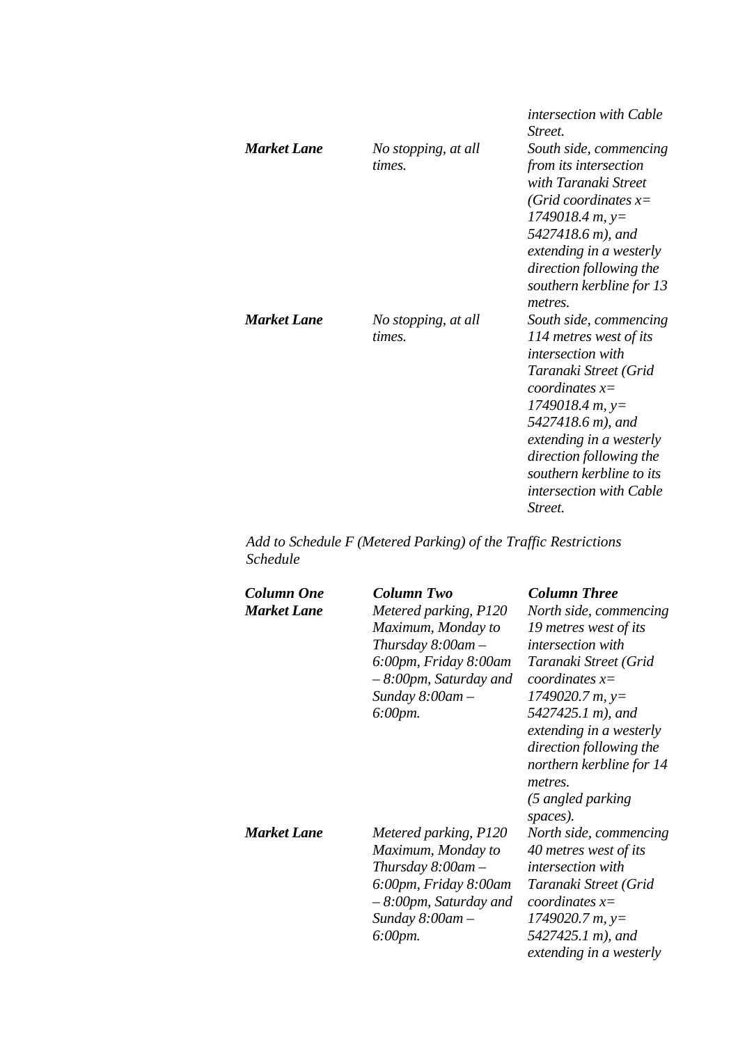| | | |
|---|---|---|
| | | *intersection with Cable Street.* |
| ***Market Lane*** | *No stopping, at all times.* | *South side, commencing from its intersection with Taranaki Street (Grid coordinates x= 1749018.4 m, y= 5427418.6 m), and extending in a westerly direction following the southern kerbline for 13 metres.* |
| ***Market Lane*** | *No stopping, at all times.* | *South side, commencing 114 metres west of its intersection with Taranaki Street (Grid coordinates x= 1749018.4 m, y= 5427418.6 m), and extending in a westerly direction following the southern kerbline to its intersection with Cable Street.* |

*Add to Schedule F (Metered Parking) of the Traffic Restrictions Schedule*

| ***Column One*** | ***Column Two*** | ***Column Three*** |
|---|---|---|
| ***Market Lane*** | *Metered parking, P120 Maximum, Monday to Thursday 8:00am – 6:00pm, Friday 8:00am – 8:00pm, Saturday and Sunday 8:00am – 6:00pm.* | *North side, commencing 19 metres west of its intersection with Taranaki Street (Grid coordinates x= 1749020.7 m, y= 5427425.1 m), and extending in a westerly direction following the northern kerbline for 14 metres. (5 angled parking spaces).* |
| ***Market Lane*** | *Metered parking, P120 Maximum, Monday to Thursday 8:00am – 6:00pm, Friday 8:00am – 8:00pm, Saturday and Sunday 8:00am – 6:00pm.* | *North side, commencing 40 metres west of its intersection with Taranaki Street (Grid coordinates x= 1749020.7 m, y= 5427425.1 m), and extending in a westerly* |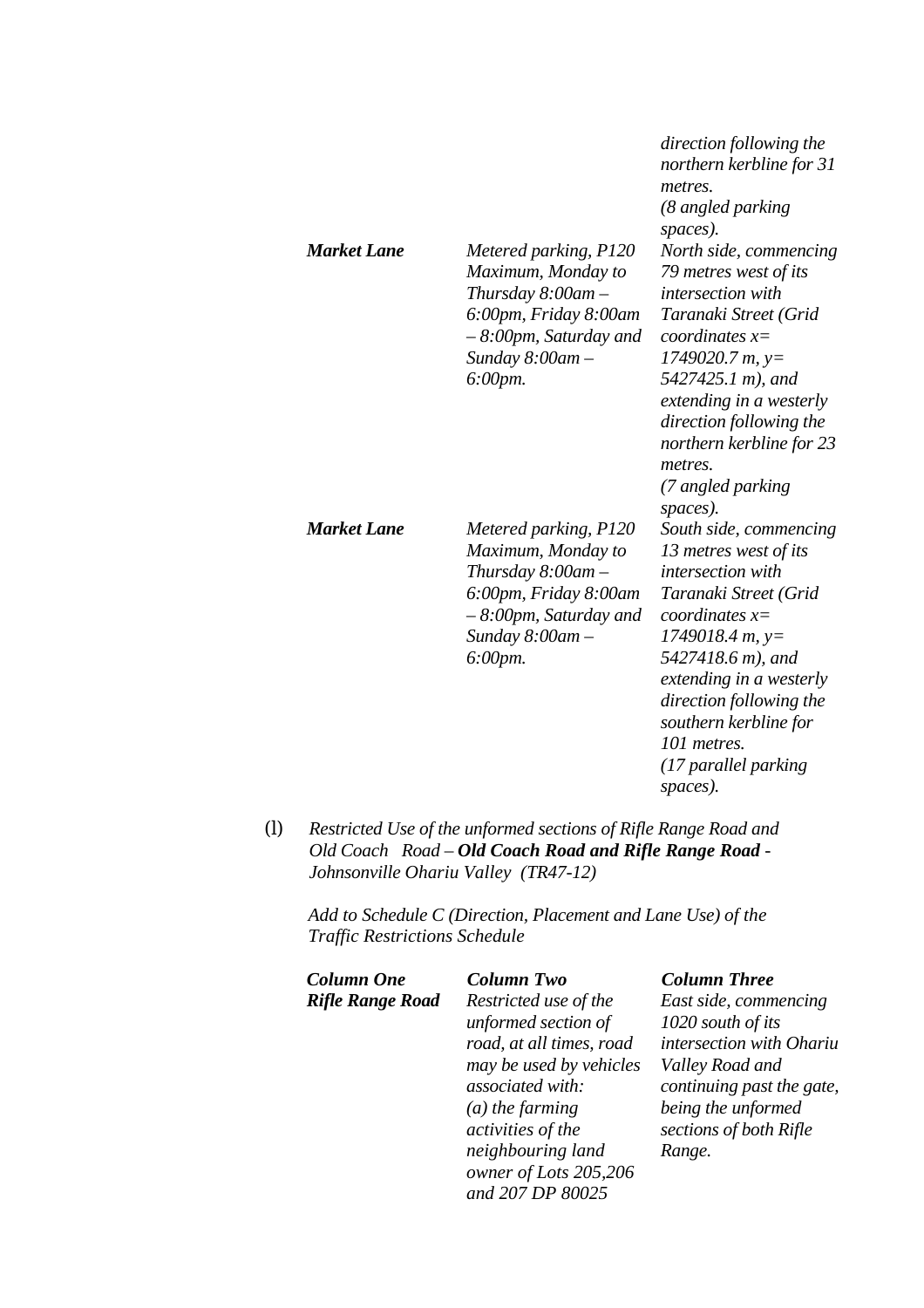| | | |
|---|---|---|
| | | *direction following the northern kerbline for 31 metres.* *(8 angled parking spaces).* |
| ***Market Lane*** | *Metered parking, P120 Maximum, Monday to Thursday 8:00am – 6:00pm, Friday 8:00am – 8:00pm, Saturday and Sunday 8:00am – 6:00pm.* | *North side, commencing 79 metres west of its intersection with Taranaki Street (Grid coordinates x= 1749020.7 m, y= 5427425.1 m), and extending in a westerly direction following the northern kerbline for 23 metres.* *(7 angled parking spaces).* |
| ***Market Lane*** | *Metered parking, P120 Maximum, Monday to Thursday 8:00am – 6:00pm, Friday 8:00am – 8:00pm, Saturday and Sunday 8:00am – 6:00pm.* | *South side, commencing 13 metres west of its intersection with Taranaki Street (Grid coordinates x= 1749018.4 m, y= 5427418.6 m), and extending in a westerly direction following the southern kerbline for 101 metres.* *(17 parallel parking spaces).* |

(l) *Restricted Use of the unformed sections of Rifle Range Road and Old Coach Road –* ***Old Coach Road and Rifle Range Road*** *- Johnsonville Ohariu Valley (TR47-12)*

*Add to Schedule C (Direction, Placement and Lane Use) of the Traffic Restrictions Schedule*

| ***Column One*** | ***Column Two*** | ***Column Three*** |
|---|---|---|
| ***Rifle Range Road*** | *Restricted use of the unformed section of road, at all times, road may be used by vehicles associated with:* *(a) the farming activities of the neighbouring land owner of Lots 205,206 and 207 DP 80025* | *East side, commencing 1020 south of its intersection with Ohariu Valley Road and continuing past the gate, being the unformed sections of both Rifle Range.* |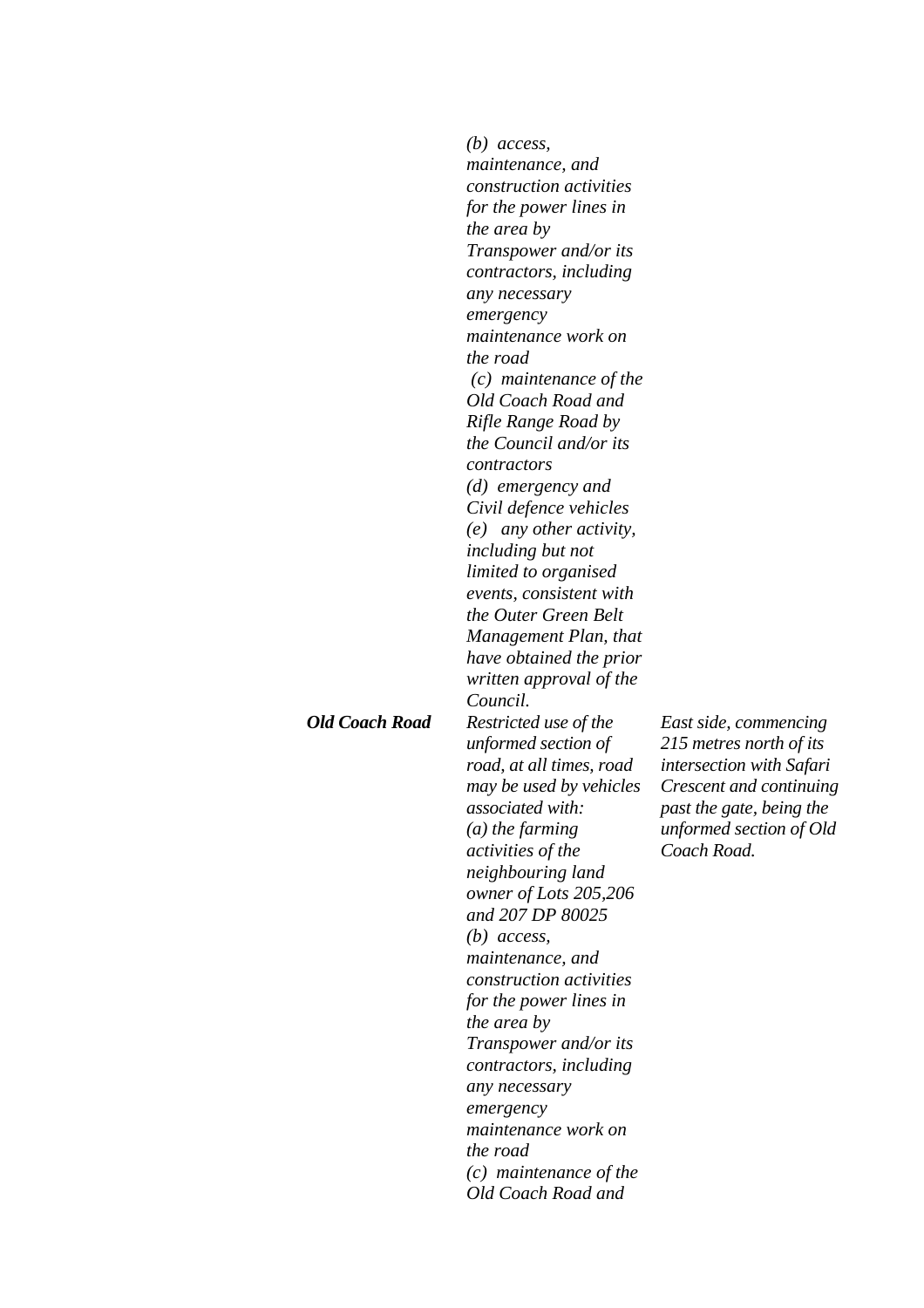| | | |
|---|---|---|
| | *(b) access, maintenance, and construction activities for the power lines in the area by Transpower and/or its contractors, including any necessary emergency maintenance work on the road* *(c) maintenance of the Old Coach Road and Rifle Range Road by the Council and/or its contractors* *(d) emergency and Civil defence vehicles* *(e) any other activity, including but not limited to organised events, consistent with the Outer Green Belt Management Plan, that have obtained the prior written approval of the Council.* | |
| ***Old Coach Road*** | *Restricted use of the unformed section of road, at all times, road may be used by vehicles associated with:* *(a) the farming activities of the neighbouring land owner of Lots 205,206 and 207 DP 80025* *(b) access, maintenance, and construction activities for the power lines in the area by Transpower and/or its contractors, including any necessary emergency maintenance work on the road* *(c) maintenance of the Old Coach Road and* | *East side, commencing 215 metres north of its intersection with Safari Crescent and continuing past the gate, being the unformed section of Old Coach Road.* |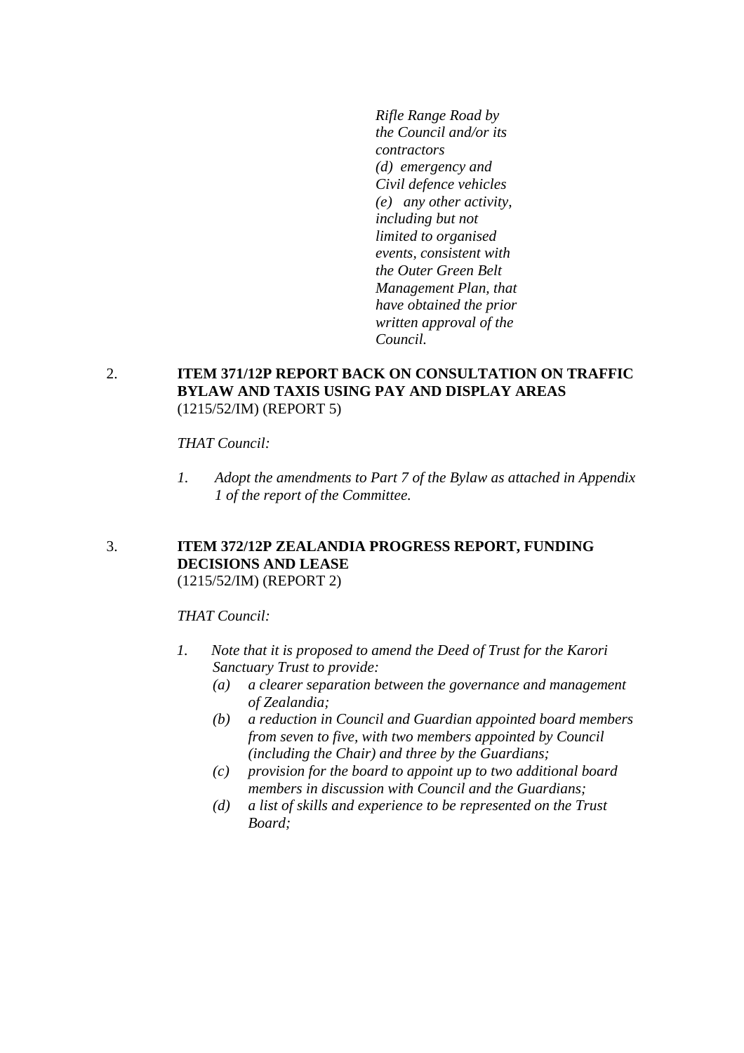*Rifle Range Road by the Council and/or its contractors*
*(d) emergency and Civil defence vehicles*
*(e) any other activity, including but not limited to organised events, consistent with the Outer Green Belt Management Plan, that have obtained the prior written approval of the Council.*

2. **ITEM 371/12P REPORT BACK ON CONSULTATION ON TRAFFIC BYLAW AND TAXIS USING PAY AND DISPLAY AREAS**
(1215/52/IM) (REPORT 5)

*THAT Council:*

1. *Adopt the amendments to Part 7 of the Bylaw as attached in Appendix 1 of the report of the Committee.*

3. **ITEM 372/12P ZEALANDIA PROGRESS REPORT, FUNDING DECISIONS AND LEASE**
(1215/52/IM) (REPORT 2)

*THAT Council:*

1. *Note that it is proposed to amend the Deed of Trust for the Karori Sanctuary Trust to provide:*
   - *(a) a clearer separation between the governance and management of Zealandia;*
   - *(b) a reduction in Council and Guardian appointed board members from seven to five, with two members appointed by Council (including the Chair) and three by the Guardians;*
   - *(c) provision for the board to appoint up to two additional board members in discussion with Council and the Guardians;*
   - *(d) a list of skills and experience to be represented on the Trust Board;*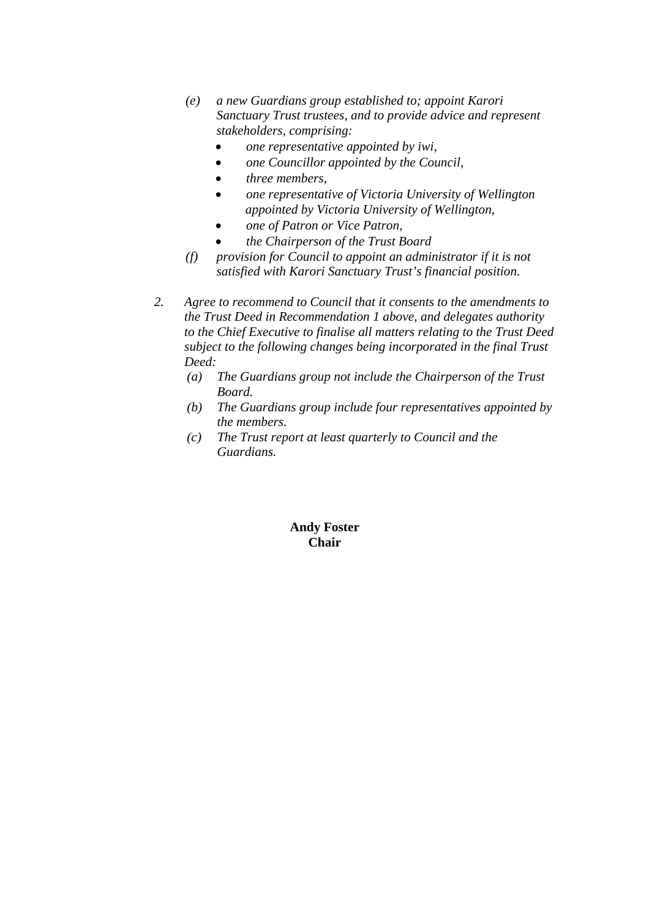*(e) a new Guardians group established to; appoint Karori Sanctuary Trust trustees, and to provide advice and represent stakeholders, comprising:*

- *one representative appointed by iwi,*
- *one Councillor appointed by the Council,*
- *three members,*
- *one representative of Victoria University of Wellington appointed by Victoria University of Wellington,*
- *one of Patron or Vice Patron,*
- *the Chairperson of the Trust Board*

*(f) provision for Council to appoint an administrator if it is not satisfied with Karori Sanctuary Trust's financial position.*

*2. Agree to recommend to Council that it consents to the amendments to the Trust Deed in Recommendation 1 above, and delegates authority to the Chief Executive to finalise all matters relating to the Trust Deed subject to the following changes being incorporated in the final Trust Deed:*

*(a) The Guardians group not include the Chairperson of the Trust Board.*

*(b) The Guardians group include four representatives appointed by the members.*

*(c) The Trust report at least quarterly to Council and the Guardians.*

**Andy Foster**
**Chair**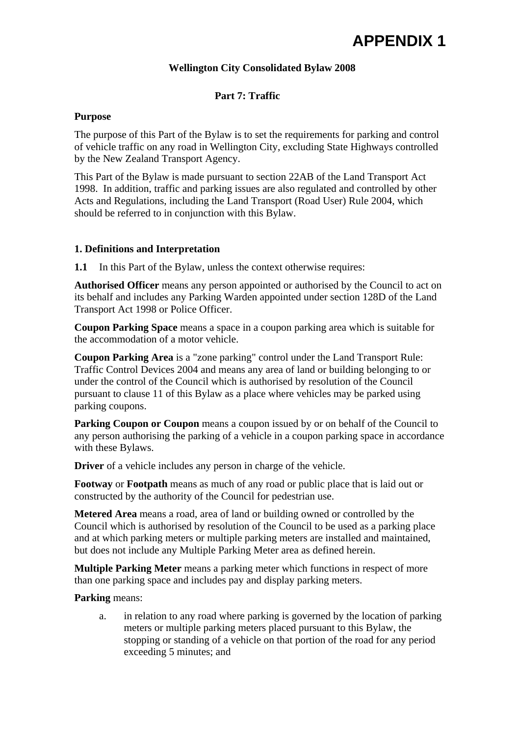# APPENDIX 1

**Wellington City Consolidated Bylaw 2008**

**Part 7: Traffic**

**Purpose**

The purpose of this Part of the Bylaw is to set the requirements for parking and control of vehicle traffic on any road in Wellington City, excluding State Highways controlled by the New Zealand Transport Agency.

This Part of the Bylaw is made pursuant to section 22AB of the Land Transport Act 1998. In addition, traffic and parking issues are also regulated and controlled by other Acts and Regulations, including the Land Transport (Road User) Rule 2004, which should be referred to in conjunction with this Bylaw.

**1. Definitions and Interpretation**

**1.1** In this Part of the Bylaw, unless the context otherwise requires:

**Authorised Officer** means any person appointed or authorised by the Council to act on its behalf and includes any Parking Warden appointed under section 128D of the Land Transport Act 1998 or Police Officer.

**Coupon Parking Space** means a space in a coupon parking area which is suitable for the accommodation of a motor vehicle.

**Coupon Parking Area** is a "zone parking" control under the Land Transport Rule: Traffic Control Devices 2004 and means any area of land or building belonging to or under the control of the Council which is authorised by resolution of the Council pursuant to clause 11 of this Bylaw as a place where vehicles may be parked using parking coupons.

**Parking Coupon or Coupon** means a coupon issued by or on behalf of the Council to any person authorising the parking of a vehicle in a coupon parking space in accordance with these Bylaws.

**Driver** of a vehicle includes any person in charge of the vehicle.

**Footway** or **Footpath** means as much of any road or public place that is laid out or constructed by the authority of the Council for pedestrian use.

**Metered Area** means a road, area of land or building owned or controlled by the Council which is authorised by resolution of the Council to be used as a parking place and at which parking meters or multiple parking meters are installed and maintained, but does not include any Multiple Parking Meter area as defined herein.

**Multiple Parking Meter** means a parking meter which functions in respect of more than one parking space and includes pay and display parking meters.

**Parking** means:

a. in relation to any road where parking is governed by the location of parking meters or multiple parking meters placed pursuant to this Bylaw, the stopping or standing of a vehicle on that portion of the road for any period exceeding 5 minutes; and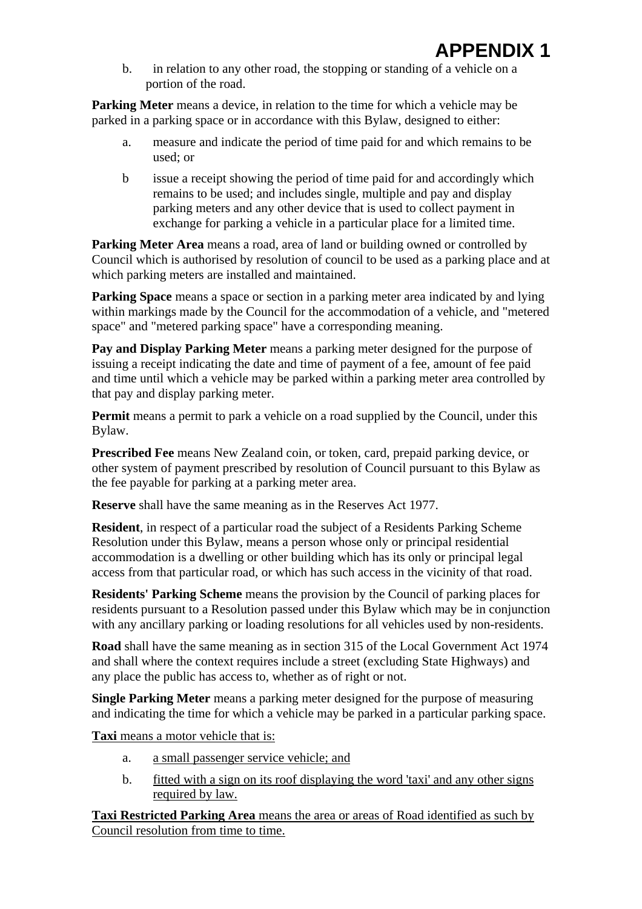# APPENDIX 1

b. in relation to any other road, the stopping or standing of a vehicle on a portion of the road.

**Parking Meter** means a device, in relation to the time for which a vehicle may be parked in a parking space or in accordance with this Bylaw, designed to either:

a. measure and indicate the period of time paid for and which remains to be used; or

b issue a receipt showing the period of time paid for and accordingly which remains to be used; and includes single, multiple and pay and display parking meters and any other device that is used to collect payment in exchange for parking a vehicle in a particular place for a limited time.

**Parking Meter Area** means a road, area of land or building owned or controlled by Council which is authorised by resolution of council to be used as a parking place and at which parking meters are installed and maintained.

**Parking Space** means a space or section in a parking meter area indicated by and lying within markings made by the Council for the accommodation of a vehicle, and "metered space" and "metered parking space" have a corresponding meaning.

**Pay and Display Parking Meter** means a parking meter designed for the purpose of issuing a receipt indicating the date and time of payment of a fee, amount of fee paid and time until which a vehicle may be parked within a parking meter area controlled by that pay and display parking meter.

**Permit** means a permit to park a vehicle on a road supplied by the Council, under this Bylaw.

**Prescribed Fee** means New Zealand coin, or token, card, prepaid parking device, or other system of payment prescribed by resolution of Council pursuant to this Bylaw as the fee payable for parking at a parking meter area.

**Reserve** shall have the same meaning as in the Reserves Act 1977.

**Resident**, in respect of a particular road the subject of a Residents Parking Scheme Resolution under this Bylaw, means a person whose only or principal residential accommodation is a dwelling or other building which has its only or principal legal access from that particular road, or which has such access in the vicinity of that road.

**Residents' Parking Scheme** means the provision by the Council of parking places for residents pursuant to a Resolution passed under this Bylaw which may be in conjunction with any ancillary parking or loading resolutions for all vehicles used by non-residents.

**Road** shall have the same meaning as in section 315 of the Local Government Act 1974 and shall where the context requires include a street (excluding State Highways) and any place the public has access to, whether as of right or not.

**Single Parking Meter** means a parking meter designed for the purpose of measuring and indicating the time for which a vehicle may be parked in a particular parking space.

<u>**Taxi** means a motor vehicle that is:</u>

a. <u>a small passenger service vehicle; and</u>

b. <u>fitted with a sign on its roof displaying the word 'taxi' and any other signs required by law.</u>

<u>**Taxi Restricted Parking Area** means the area or areas of Road identified as such by Council resolution from time to time.</u>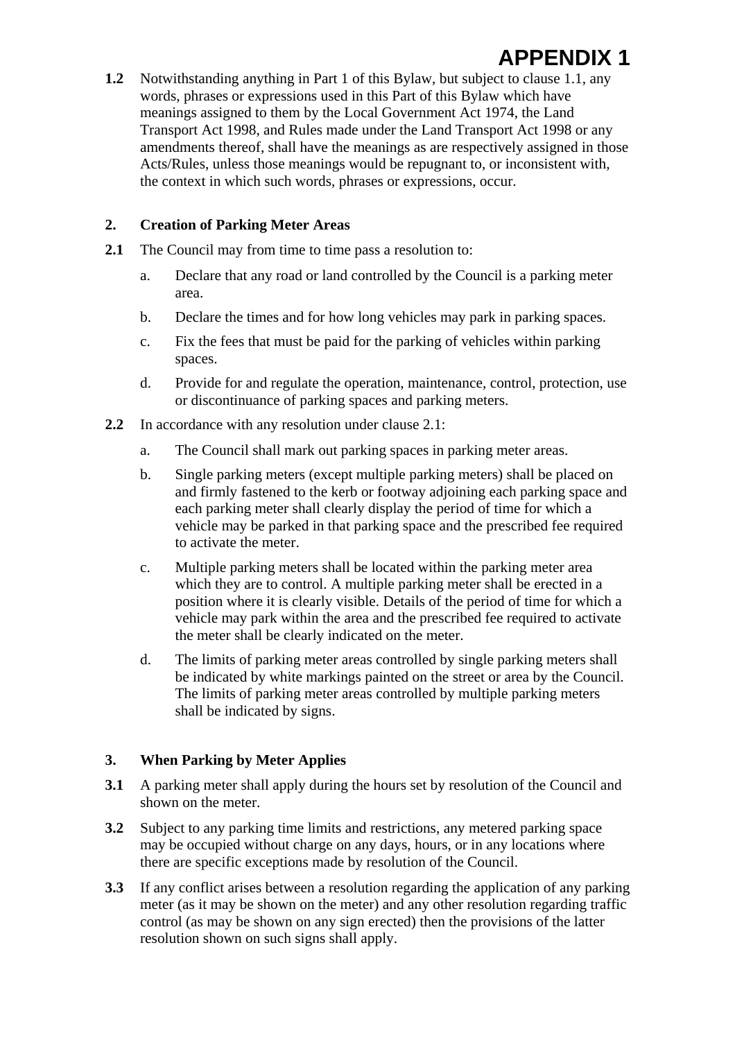# APPENDIX 1

**1.2** Notwithstanding anything in Part 1 of this Bylaw, but subject to clause 1.1, any words, phrases or expressions used in this Part of this Bylaw which have meanings assigned to them by the Local Government Act 1974, the Land Transport Act 1998, and Rules made under the Land Transport Act 1998 or any amendments thereof, shall have the meanings as are respectively assigned in those Acts/Rules, unless those meanings would be repugnant to, or inconsistent with, the context in which such words, phrases or expressions, occur.

## 2. Creation of Parking Meter Areas

**2.1** The Council may from time to time pass a resolution to:

a. Declare that any road or land controlled by the Council is a parking meter area.

b. Declare the times and for how long vehicles may park in parking spaces.

c. Fix the fees that must be paid for the parking of vehicles within parking spaces.

d. Provide for and regulate the operation, maintenance, control, protection, use or discontinuance of parking spaces and parking meters.

**2.2** In accordance with any resolution under clause 2.1:

a. The Council shall mark out parking spaces in parking meter areas.

b. Single parking meters (except multiple parking meters) shall be placed on and firmly fastened to the kerb or footway adjoining each parking space and each parking meter shall clearly display the period of time for which a vehicle may be parked in that parking space and the prescribed fee required to activate the meter.

c. Multiple parking meters shall be located within the parking meter area which they are to control. A multiple parking meter shall be erected in a position where it is clearly visible. Details of the period of time for which a vehicle may park within the area and the prescribed fee required to activate the meter shall be clearly indicated on the meter.

d. The limits of parking meter areas controlled by single parking meters shall be indicated by white markings painted on the street or area by the Council. The limits of parking meter areas controlled by multiple parking meters shall be indicated by signs.

## 3. When Parking by Meter Applies

**3.1** A parking meter shall apply during the hours set by resolution of the Council and shown on the meter.

**3.2** Subject to any parking time limits and restrictions, any metered parking space may be occupied without charge on any days, hours, or in any locations where there are specific exceptions made by resolution of the Council.

**3.3** If any conflict arises between a resolution regarding the application of any parking meter (as it may be shown on the meter) and any other resolution regarding traffic control (as may be shown on any sign erected) then the provisions of the latter resolution shown on such signs shall apply.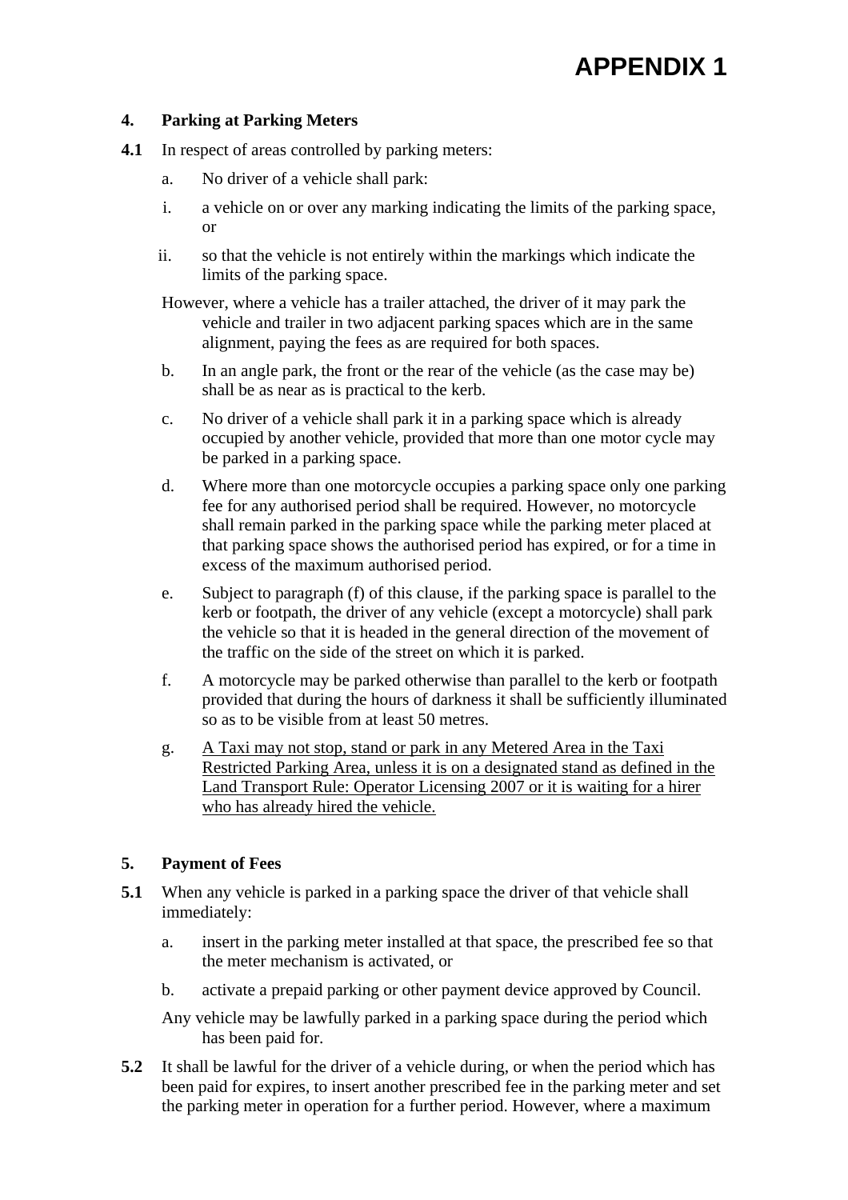# APPENDIX 1

**4. Parking at Parking Meters**

**4.1** In respect of areas controlled by parking meters:

a. No driver of a vehicle shall park:

i. a vehicle on or over any marking indicating the limits of the parking space, or

ii. so that the vehicle is not entirely within the markings which indicate the limits of the parking space.

However, where a vehicle has a trailer attached, the driver of it may park the vehicle and trailer in two adjacent parking spaces which are in the same alignment, paying the fees as are required for both spaces.

b. In an angle park, the front or the rear of the vehicle (as the case may be) shall be as near as is practical to the kerb.

c. No driver of a vehicle shall park it in a parking space which is already occupied by another vehicle, provided that more than one motor cycle may be parked in a parking space.

d. Where more than one motorcycle occupies a parking space only one parking fee for any authorised period shall be required. However, no motorcycle shall remain parked in the parking space while the parking meter placed at that parking space shows the authorised period has expired, or for a time in excess of the maximum authorised period.

e. Subject to paragraph (f) of this clause, if the parking space is parallel to the kerb or footpath, the driver of any vehicle (except a motorcycle) shall park the vehicle so that it is headed in the general direction of the movement of the traffic on the side of the street on which it is parked.

f. A motorcycle may be parked otherwise than parallel to the kerb or footpath provided that during the hours of darkness it shall be sufficiently illuminated so as to be visible from at least 50 metres.

g. <u>A Taxi may not stop, stand or park in any Metered Area in the Taxi Restricted Parking Area, unless it is on a designated stand as defined in the Land Transport Rule: Operator Licensing 2007 or it is waiting for a hirer who has already hired the vehicle.</u>

**5. Payment of Fees**

**5.1** When any vehicle is parked in a parking space the driver of that vehicle shall immediately:

a. insert in the parking meter installed at that space, the prescribed fee so that the meter mechanism is activated, or

b. activate a prepaid parking or other payment device approved by Council.

Any vehicle may be lawfully parked in a parking space during the period which has been paid for.

**5.2** It shall be lawful for the driver of a vehicle during, or when the period which has been paid for expires, to insert another prescribed fee in the parking meter and set the parking meter in operation for a further period. However, where a maximum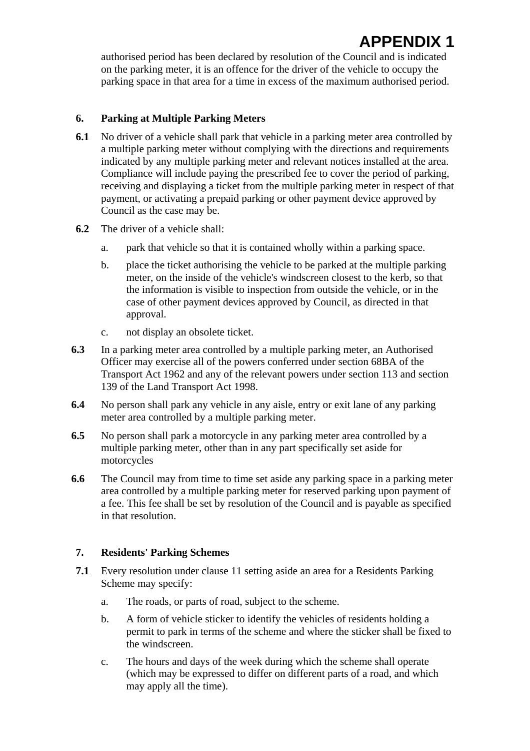authorised period has been declared by resolution of the Council and is indicated on the parking meter, it is an offence for the driver of the vehicle to occupy the parking space in that area for a time in excess of the maximum authorised period.

## 6. Parking at Multiple Parking Meters

**6.1** No driver of a vehicle shall park that vehicle in a parking meter area controlled by a multiple parking meter without complying with the directions and requirements indicated by any multiple parking meter and relevant notices installed at the area. Compliance will include paying the prescribed fee to cover the period of parking, receiving and displaying a ticket from the multiple parking meter in respect of that payment, or activating a prepaid parking or other payment device approved by Council as the case may be.

**6.2** The driver of a vehicle shall:

a. park that vehicle so that it is contained wholly within a parking space.

b. place the ticket authorising the vehicle to be parked at the multiple parking meter, on the inside of the vehicle's windscreen closest to the kerb, so that the information is visible to inspection from outside the vehicle, or in the case of other payment devices approved by Council, as directed in that approval.

c. not display an obsolete ticket.

**6.3** In a parking meter area controlled by a multiple parking meter, an Authorised Officer may exercise all of the powers conferred under section 68BA of the Transport Act 1962 and any of the relevant powers under section 113 and section 139 of the Land Transport Act 1998.

**6.4** No person shall park any vehicle in any aisle, entry or exit lane of any parking meter area controlled by a multiple parking meter.

**6.5** No person shall park a motorcycle in any parking meter area controlled by a multiple parking meter, other than in any part specifically set aside for motorcycles

**6.6** The Council may from time to time set aside any parking space in a parking meter area controlled by a multiple parking meter for reserved parking upon payment of a fee. This fee shall be set by resolution of the Council and is payable as specified in that resolution.

## 7. Residents' Parking Schemes

**7.1** Every resolution under clause 11 setting aside an area for a Residents Parking Scheme may specify:

a. The roads, or parts of road, subject to the scheme.

b. A form of vehicle sticker to identify the vehicles of residents holding a permit to park in terms of the scheme and where the sticker shall be fixed to the windscreen.

c. The hours and days of the week during which the scheme shall operate (which may be expressed to differ on different parts of a road, and which may apply all the time).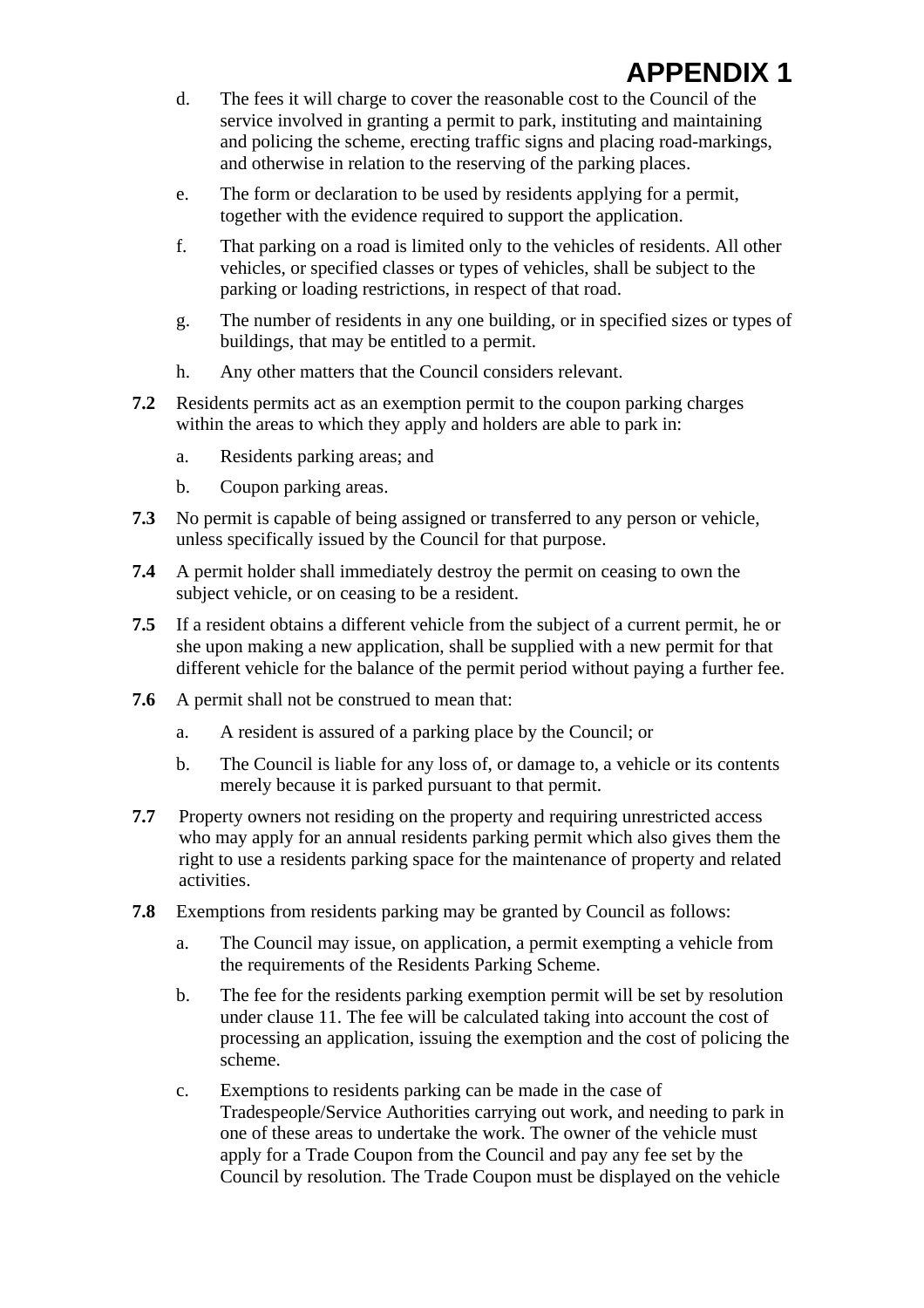# APPENDIX 1

d. The fees it will charge to cover the reasonable cost to the Council of the service involved in granting a permit to park, instituting and maintaining and policing the scheme, erecting traffic signs and placing road-markings, and otherwise in relation to the reserving of the parking places.

e. The form or declaration to be used by residents applying for a permit, together with the evidence required to support the application.

f. That parking on a road is limited only to the vehicles of residents. All other vehicles, or specified classes or types of vehicles, shall be subject to the parking or loading restrictions, in respect of that road.

g. The number of residents in any one building, or in specified sizes or types of buildings, that may be entitled to a permit.

h. Any other matters that the Council considers relevant.

**7.2** Residents permits act as an exemption permit to the coupon parking charges within the areas to which they apply and holders are able to park in:

a. Residents parking areas; and

b. Coupon parking areas.

**7.3** No permit is capable of being assigned or transferred to any person or vehicle, unless specifically issued by the Council for that purpose.

**7.4** A permit holder shall immediately destroy the permit on ceasing to own the subject vehicle, or on ceasing to be a resident.

**7.5** If a resident obtains a different vehicle from the subject of a current permit, he or she upon making a new application, shall be supplied with a new permit for that different vehicle for the balance of the permit period without paying a further fee.

**7.6** A permit shall not be construed to mean that:

a. A resident is assured of a parking place by the Council; or

b. The Council is liable for any loss of, or damage to, a vehicle or its contents merely because it is parked pursuant to that permit.

**7.7** Property owners not residing on the property and requiring unrestricted access who may apply for an annual residents parking permit which also gives them the right to use a residents parking space for the maintenance of property and related activities.

**7.8** Exemptions from residents parking may be granted by Council as follows:

a. The Council may issue, on application, a permit exempting a vehicle from the requirements of the Residents Parking Scheme.

b. The fee for the residents parking exemption permit will be set by resolution under clause 11. The fee will be calculated taking into account the cost of processing an application, issuing the exemption and the cost of policing the scheme.

c. Exemptions to residents parking can be made in the case of Tradespeople/Service Authorities carrying out work, and needing to park in one of these areas to undertake the work. The owner of the vehicle must apply for a Trade Coupon from the Council and pay any fee set by the Council by resolution. The Trade Coupon must be displayed on the vehicle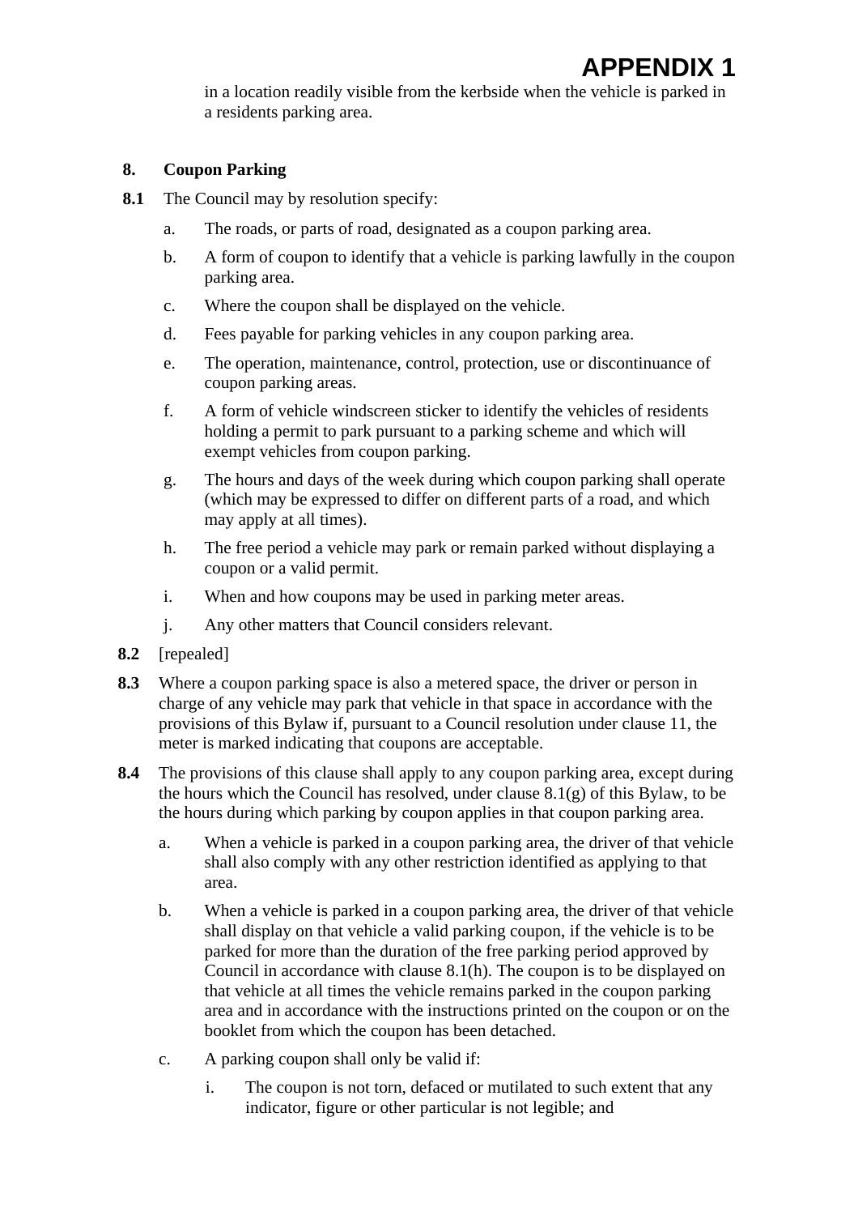in a location readily visible from the kerbside when the vehicle is parked in a residents parking area.

**8. Coupon Parking**

**8.1** The Council may by resolution specify:

a. The roads, or parts of road, designated as a coupon parking area.

b. A form of coupon to identify that a vehicle is parking lawfully in the coupon parking area.

c. Where the coupon shall be displayed on the vehicle.

d. Fees payable for parking vehicles in any coupon parking area.

e. The operation, maintenance, control, protection, use or discontinuance of coupon parking areas.

f. A form of vehicle windscreen sticker to identify the vehicles of residents holding a permit to park pursuant to a parking scheme and which will exempt vehicles from coupon parking.

g. The hours and days of the week during which coupon parking shall operate (which may be expressed to differ on different parts of a road, and which may apply at all times).

h. The free period a vehicle may park or remain parked without displaying a coupon or a valid permit.

i. When and how coupons may be used in parking meter areas.

j. Any other matters that Council considers relevant.

**8.2** [repealed]

**8.3** Where a coupon parking space is also a metered space, the driver or person in charge of any vehicle may park that vehicle in that space in accordance with the provisions of this Bylaw if, pursuant to a Council resolution under clause 11, the meter is marked indicating that coupons are acceptable.

**8.4** The provisions of this clause shall apply to any coupon parking area, except during the hours which the Council has resolved, under clause 8.1(g) of this Bylaw, to be the hours during which parking by coupon applies in that coupon parking area.

a. When a vehicle is parked in a coupon parking area, the driver of that vehicle shall also comply with any other restriction identified as applying to that area.

b. When a vehicle is parked in a coupon parking area, the driver of that vehicle shall display on that vehicle a valid parking coupon, if the vehicle is to be parked for more than the duration of the free parking period approved by Council in accordance with clause 8.1(h). The coupon is to be displayed on that vehicle at all times the vehicle remains parked in the coupon parking area and in accordance with the instructions printed on the coupon or on the booklet from which the coupon has been detached.

c. A parking coupon shall only be valid if:

i. The coupon is not torn, defaced or mutilated to such extent that any indicator, figure or other particular is not legible; and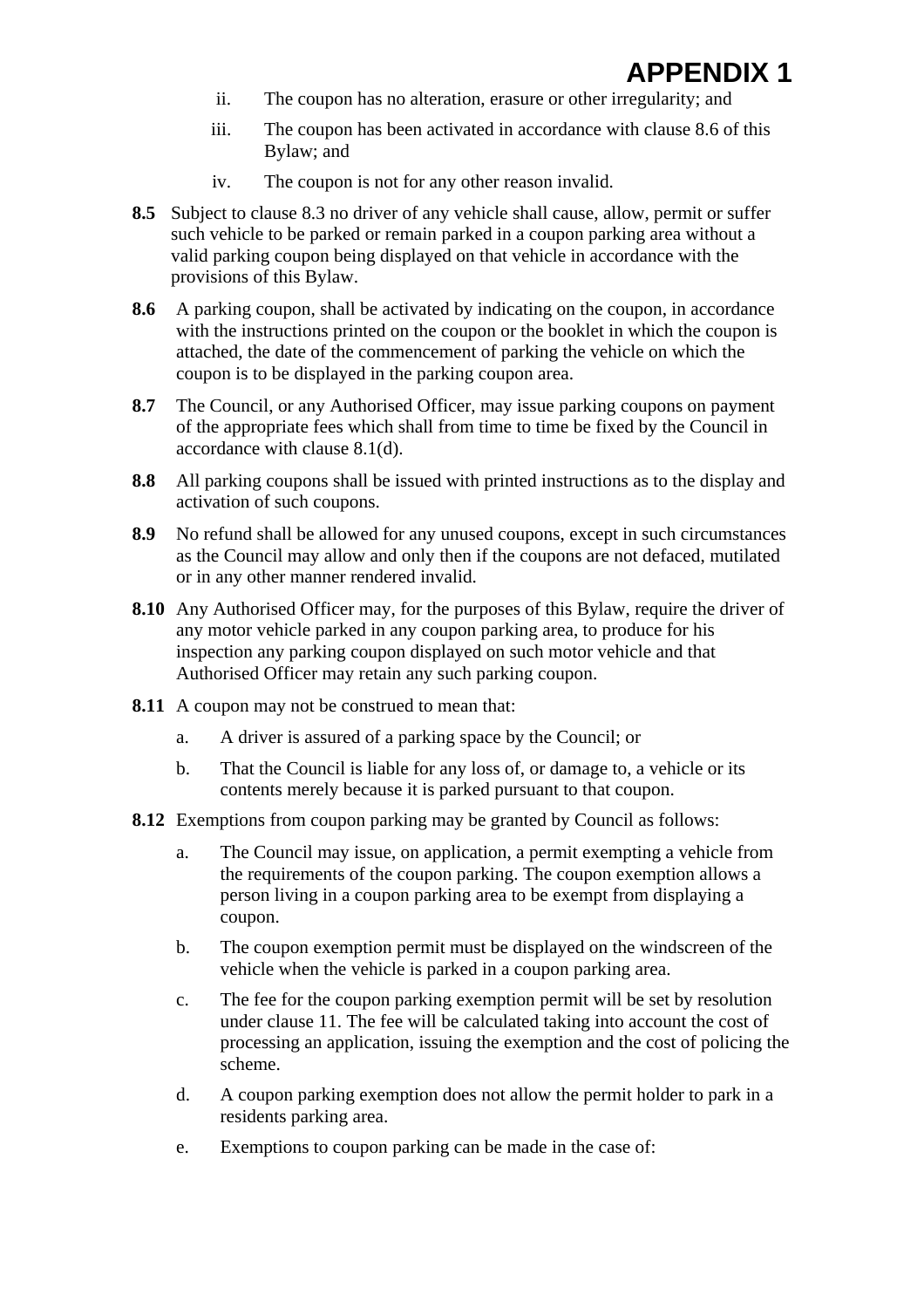# APPENDIX 1

ii. The coupon has no alteration, erasure or other irregularity; and

iii. The coupon has been activated in accordance with clause 8.6 of this Bylaw; and

iv. The coupon is not for any other reason invalid.

**8.5** Subject to clause 8.3 no driver of any vehicle shall cause, allow, permit or suffer such vehicle to be parked or remain parked in a coupon parking area without a valid parking coupon being displayed on that vehicle in accordance with the provisions of this Bylaw.

**8.6** A parking coupon, shall be activated by indicating on the coupon, in accordance with the instructions printed on the coupon or the booklet in which the coupon is attached, the date of the commencement of parking the vehicle on which the coupon is to be displayed in the parking coupon area.

**8.7** The Council, or any Authorised Officer, may issue parking coupons on payment of the appropriate fees which shall from time to time be fixed by the Council in accordance with clause 8.1(d).

**8.8** All parking coupons shall be issued with printed instructions as to the display and activation of such coupons.

**8.9** No refund shall be allowed for any unused coupons, except in such circumstances as the Council may allow and only then if the coupons are not defaced, mutilated or in any other manner rendered invalid.

**8.10** Any Authorised Officer may, for the purposes of this Bylaw, require the driver of any motor vehicle parked in any coupon parking area, to produce for his inspection any parking coupon displayed on such motor vehicle and that Authorised Officer may retain any such parking coupon.

**8.11** A coupon may not be construed to mean that:

a. A driver is assured of a parking space by the Council; or

b. That the Council is liable for any loss of, or damage to, a vehicle or its contents merely because it is parked pursuant to that coupon.

**8.12** Exemptions from coupon parking may be granted by Council as follows:

a. The Council may issue, on application, a permit exempting a vehicle from the requirements of the coupon parking. The coupon exemption allows a person living in a coupon parking area to be exempt from displaying a coupon.

b. The coupon exemption permit must be displayed on the windscreen of the vehicle when the vehicle is parked in a coupon parking area.

c. The fee for the coupon parking exemption permit will be set by resolution under clause 11. The fee will be calculated taking into account the cost of processing an application, issuing the exemption and the cost of policing the scheme.

d. A coupon parking exemption does not allow the permit holder to park in a residents parking area.

e. Exemptions to coupon parking can be made in the case of: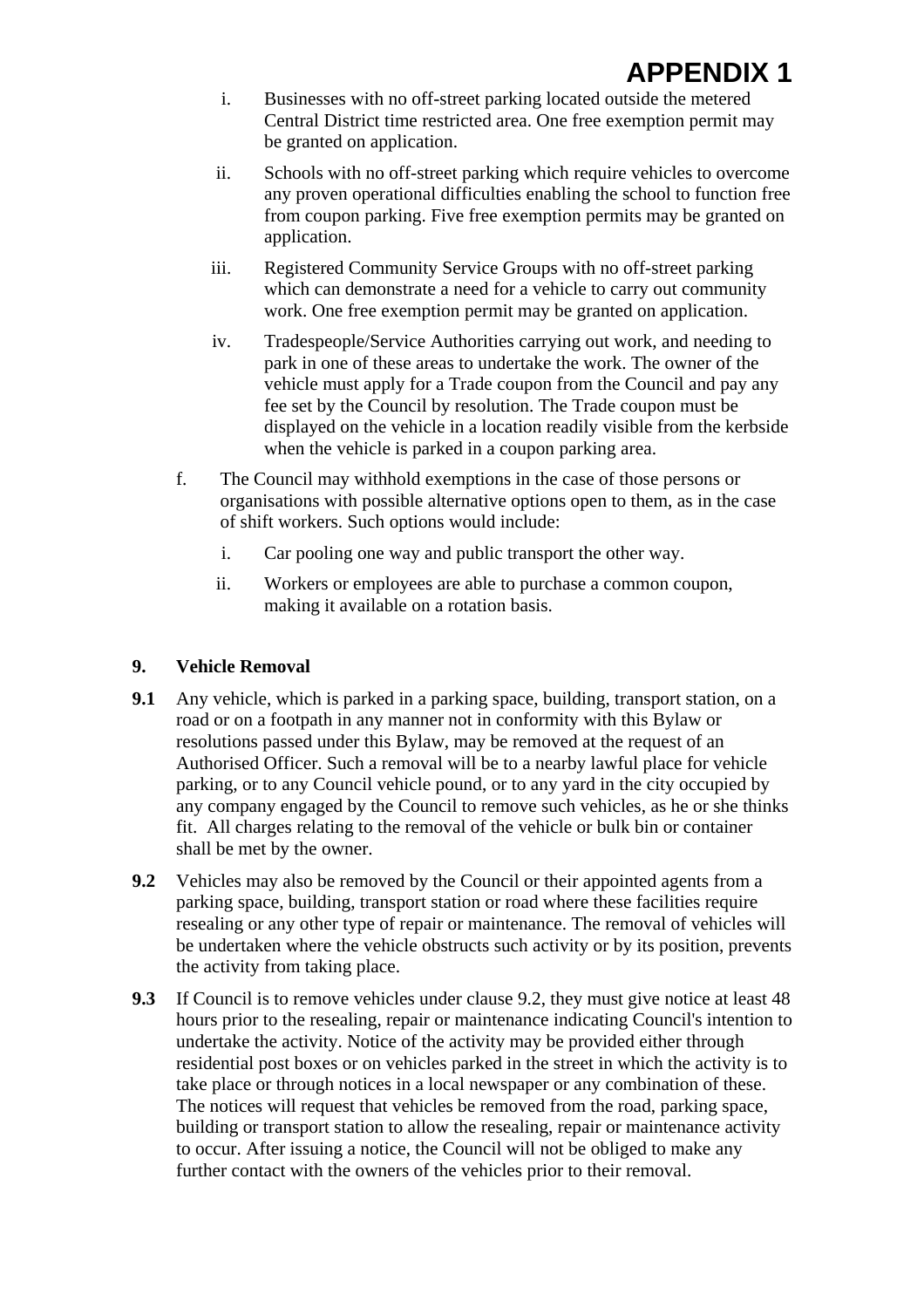i. Businesses with no off-street parking located outside the metered Central District time restricted area. One free exemption permit may be granted on application.

ii. Schools with no off-street parking which require vehicles to overcome any proven operational difficulties enabling the school to function free from coupon parking. Five free exemption permits may be granted on application.

iii. Registered Community Service Groups with no off-street parking which can demonstrate a need for a vehicle to carry out community work. One free exemption permit may be granted on application.

iv. Tradespeople/Service Authorities carrying out work, and needing to park in one of these areas to undertake the work. The owner of the vehicle must apply for a Trade coupon from the Council and pay any fee set by the Council by resolution. The Trade coupon must be displayed on the vehicle in a location readily visible from the kerbside when the vehicle is parked in a coupon parking area.

f. The Council may withhold exemptions in the case of those persons or organisations with possible alternative options open to them, as in the case of shift workers. Such options would include:

i. Car pooling one way and public transport the other way.

ii. Workers or employees are able to purchase a common coupon, making it available on a rotation basis.

**9. Vehicle Removal**

**9.1** Any vehicle, which is parked in a parking space, building, transport station, on a road or on a footpath in any manner not in conformity with this Bylaw or resolutions passed under this Bylaw, may be removed at the request of an Authorised Officer. Such a removal will be to a nearby lawful place for vehicle parking, or to any Council vehicle pound, or to any yard in the city occupied by any company engaged by the Council to remove such vehicles, as he or she thinks fit. All charges relating to the removal of the vehicle or bulk bin or container shall be met by the owner.

**9.2** Vehicles may also be removed by the Council or their appointed agents from a parking space, building, transport station or road where these facilities require resealing or any other type of repair or maintenance. The removal of vehicles will be undertaken where the vehicle obstructs such activity or by its position, prevents the activity from taking place.

**9.3** If Council is to remove vehicles under clause 9.2, they must give notice at least 48 hours prior to the resealing, repair or maintenance indicating Council's intention to undertake the activity. Notice of the activity may be provided either through residential post boxes or on vehicles parked in the street in which the activity is to take place or through notices in a local newspaper or any combination of these. The notices will request that vehicles be removed from the road, parking space, building or transport station to allow the resealing, repair or maintenance activity to occur. After issuing a notice, the Council will not be obliged to make any further contact with the owners of the vehicles prior to their removal.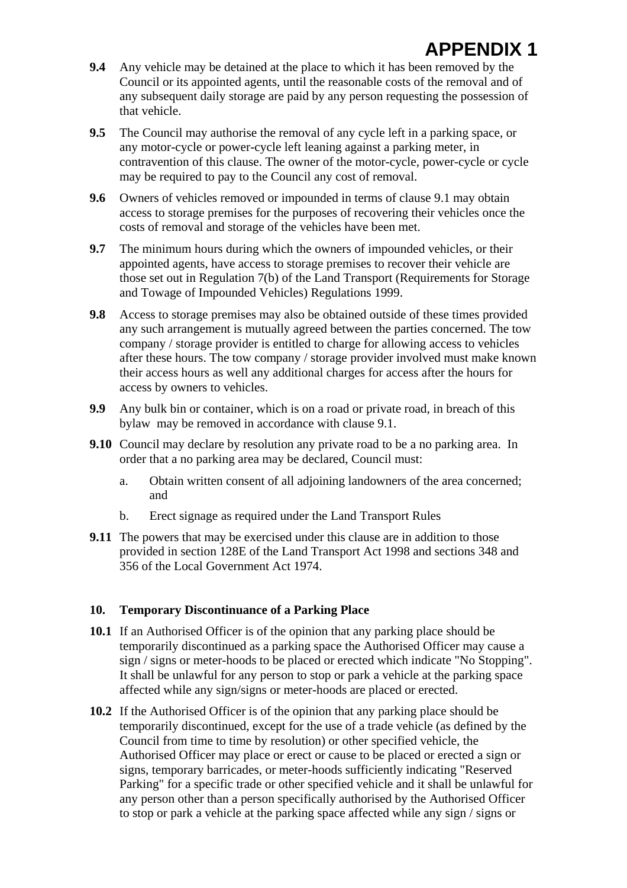# APPENDIX 1

**9.4** Any vehicle may be detained at the place to which it has been removed by the Council or its appointed agents, until the reasonable costs of the removal and of any subsequent daily storage are paid by any person requesting the possession of that vehicle.

**9.5** The Council may authorise the removal of any cycle left in a parking space, or any motor-cycle or power-cycle left leaning against a parking meter, in contravention of this clause. The owner of the motor-cycle, power-cycle or cycle may be required to pay to the Council any cost of removal.

**9.6** Owners of vehicles removed or impounded in terms of clause 9.1 may obtain access to storage premises for the purposes of recovering their vehicles once the costs of removal and storage of the vehicles have been met.

**9.7** The minimum hours during which the owners of impounded vehicles, or their appointed agents, have access to storage premises to recover their vehicle are those set out in Regulation 7(b) of the Land Transport (Requirements for Storage and Towage of Impounded Vehicles) Regulations 1999.

**9.8** Access to storage premises may also be obtained outside of these times provided any such arrangement is mutually agreed between the parties concerned. The tow company / storage provider is entitled to charge for allowing access to vehicles after these hours. The tow company / storage provider involved must make known their access hours as well any additional charges for access after the hours for access by owners to vehicles.

**9.9** Any bulk bin or container, which is on a road or private road, in breach of this bylaw may be removed in accordance with clause 9.1.

**9.10** Council may declare by resolution any private road to be a no parking area. In order that a no parking area may be declared, Council must:

a. Obtain written consent of all adjoining landowners of the area concerned; and

b. Erect signage as required under the Land Transport Rules

**9.11** The powers that may be exercised under this clause are in addition to those provided in section 128E of the Land Transport Act 1998 and sections 348 and 356 of the Local Government Act 1974.

## 10. Temporary Discontinuance of a Parking Place

**10.1** If an Authorised Officer is of the opinion that any parking place should be temporarily discontinued as a parking space the Authorised Officer may cause a sign / signs or meter-hoods to be placed or erected which indicate "No Stopping". It shall be unlawful for any person to stop or park a vehicle at the parking space affected while any sign/signs or meter-hoods are placed or erected.

**10.2** If the Authorised Officer is of the opinion that any parking place should be temporarily discontinued, except for the use of a trade vehicle (as defined by the Council from time to time by resolution) or other specified vehicle, the Authorised Officer may place or erect or cause to be placed or erected a sign or signs, temporary barricades, or meter-hoods sufficiently indicating "Reserved Parking" for a specific trade or other specified vehicle and it shall be unlawful for any person other than a person specifically authorised by the Authorised Officer to stop or park a vehicle at the parking space affected while any sign / signs or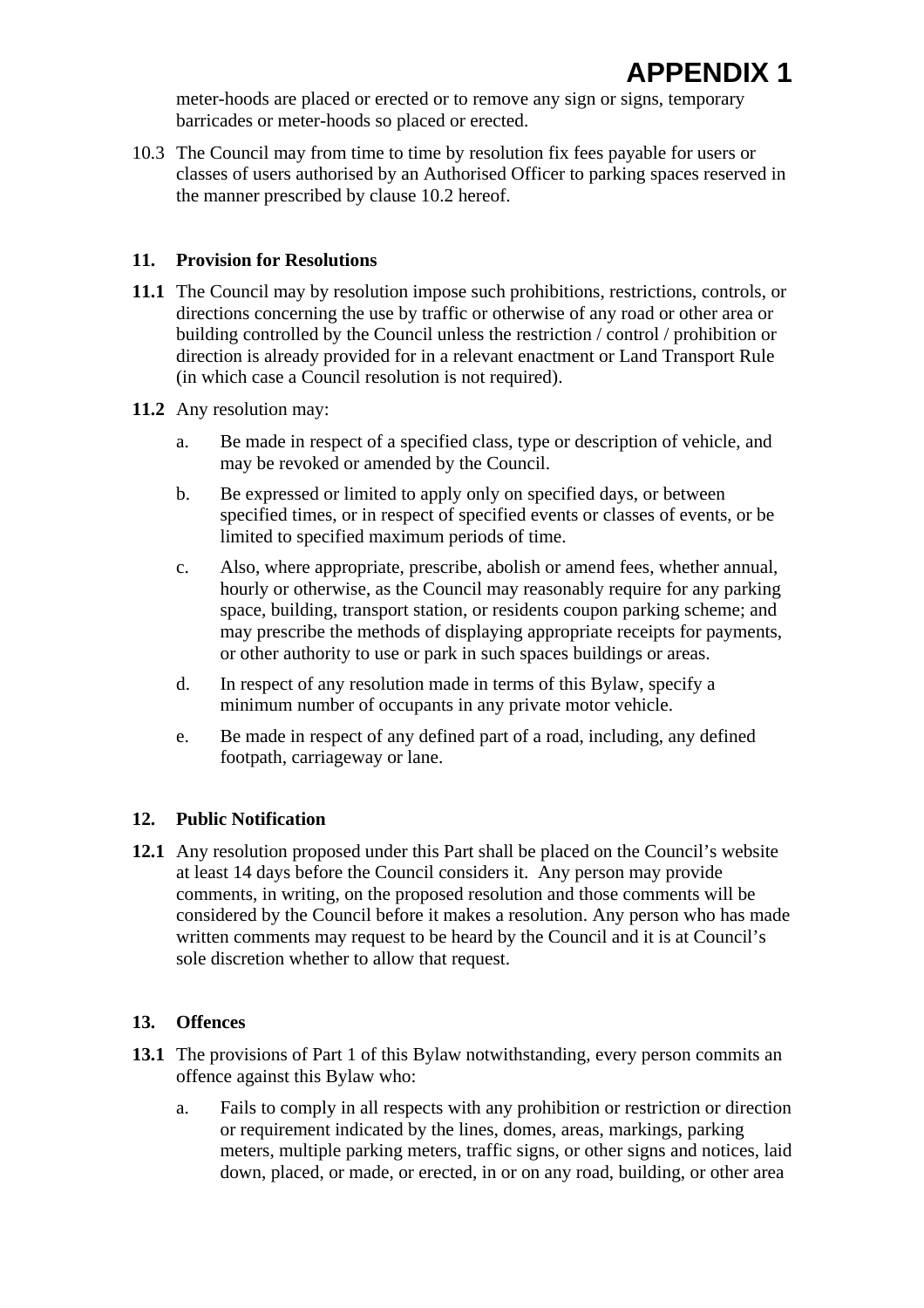meter-hoods are placed or erected or to remove any sign or signs, temporary barricades or meter-hoods so placed or erected.

10.3 The Council may from time to time by resolution fix fees payable for users or classes of users authorised by an Authorised Officer to parking spaces reserved in the manner prescribed by clause 10.2 hereof.

## 11. Provision for Resolutions

**11.1** The Council may by resolution impose such prohibitions, restrictions, controls, or directions concerning the use by traffic or otherwise of any road or other area or building controlled by the Council unless the restriction / control / prohibition or direction is already provided for in a relevant enactment or Land Transport Rule (in which case a Council resolution is not required).

**11.2** Any resolution may:

a. Be made in respect of a specified class, type or description of vehicle, and may be revoked or amended by the Council.

b. Be expressed or limited to apply only on specified days, or between specified times, or in respect of specified events or classes of events, or be limited to specified maximum periods of time.

c. Also, where appropriate, prescribe, abolish or amend fees, whether annual, hourly or otherwise, as the Council may reasonably require for any parking space, building, transport station, or residents coupon parking scheme; and may prescribe the methods of displaying appropriate receipts for payments, or other authority to use or park in such spaces buildings or areas.

d. In respect of any resolution made in terms of this Bylaw, specify a minimum number of occupants in any private motor vehicle.

e. Be made in respect of any defined part of a road, including, any defined footpath, carriageway or lane.

## 12. Public Notification

**12.1** Any resolution proposed under this Part shall be placed on the Council's website at least 14 days before the Council considers it. Any person may provide comments, in writing, on the proposed resolution and those comments will be considered by the Council before it makes a resolution. Any person who has made written comments may request to be heard by the Council and it is at Council's sole discretion whether to allow that request.

## 13. Offences

**13.1** The provisions of Part 1 of this Bylaw notwithstanding, every person commits an offence against this Bylaw who:

a. Fails to comply in all respects with any prohibition or restriction or direction or requirement indicated by the lines, domes, areas, markings, parking meters, multiple parking meters, traffic signs, or other signs and notices, laid down, placed, or made, or erected, in or on any road, building, or other area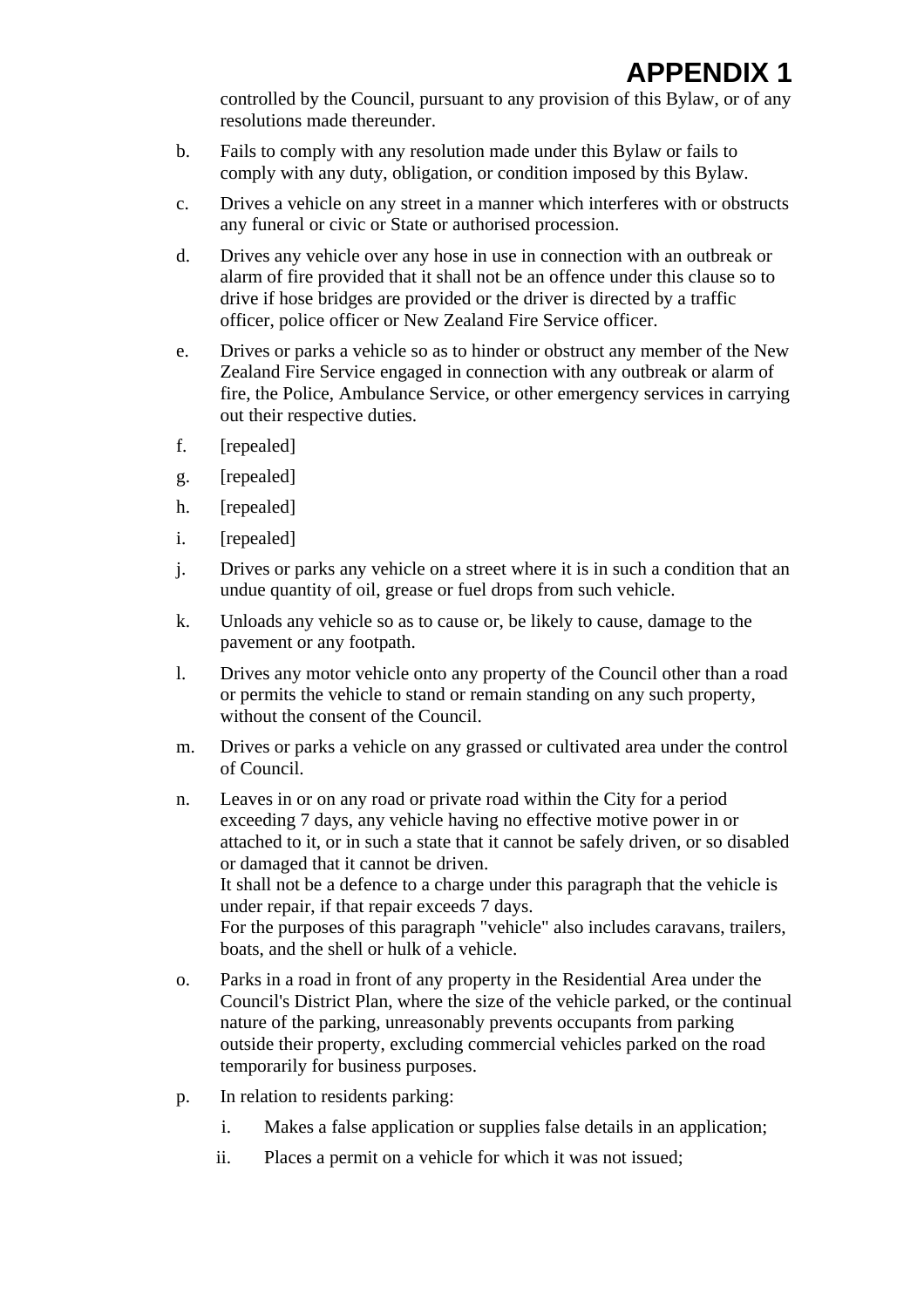controlled by the Council, pursuant to any provision of this Bylaw, or of any resolutions made thereunder.

b. Fails to comply with any resolution made under this Bylaw or fails to comply with any duty, obligation, or condition imposed by this Bylaw.

c. Drives a vehicle on any street in a manner which interferes with or obstructs any funeral or civic or State or authorised procession.

d. Drives any vehicle over any hose in use in connection with an outbreak or alarm of fire provided that it shall not be an offence under this clause so to drive if hose bridges are provided or the driver is directed by a traffic officer, police officer or New Zealand Fire Service officer.

e. Drives or parks a vehicle so as to hinder or obstruct any member of the New Zealand Fire Service engaged in connection with any outbreak or alarm of fire, the Police, Ambulance Service, or other emergency services in carrying out their respective duties.

f. [repealed]

g. [repealed]

h. [repealed]

i. [repealed]

j. Drives or parks any vehicle on a street where it is in such a condition that an undue quantity of oil, grease or fuel drops from such vehicle.

k. Unloads any vehicle so as to cause or, be likely to cause, damage to the pavement or any footpath.

l. Drives any motor vehicle onto any property of the Council other than a road or permits the vehicle to stand or remain standing on any such property, without the consent of the Council.

m. Drives or parks a vehicle on any grassed or cultivated area under the control of Council.

n. Leaves in or on any road or private road within the City for a period exceeding 7 days, any vehicle having no effective motive power in or attached to it, or in such a state that it cannot be safely driven, or so disabled or damaged that it cannot be driven.
It shall not be a defence to a charge under this paragraph that the vehicle is under repair, if that repair exceeds 7 days.
For the purposes of this paragraph "vehicle" also includes caravans, trailers, boats, and the shell or hulk of a vehicle.

o. Parks in a road in front of any property in the Residential Area under the Council's District Plan, where the size of the vehicle parked, or the continual nature of the parking, unreasonably prevents occupants from parking outside their property, excluding commercial vehicles parked on the road temporarily for business purposes.

p. In relation to residents parking:

   i. Makes a false application or supplies false details in an application;

   ii. Places a permit on a vehicle for which it was not issued;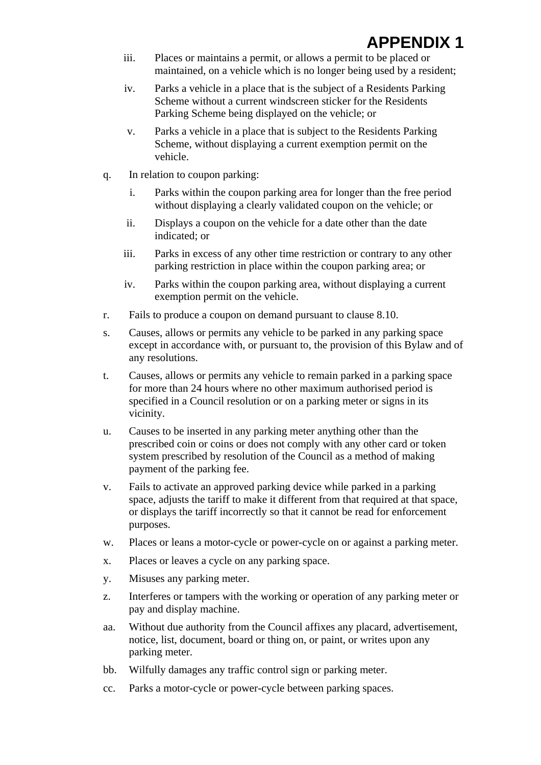# APPENDIX 1

   iii. Places or maintains a permit, or allows a permit to be placed or maintained, on a vehicle which is no longer being used by a resident;

   iv. Parks a vehicle in a place that is the subject of a Residents Parking Scheme without a current windscreen sticker for the Residents Parking Scheme being displayed on the vehicle; or

   v. Parks a vehicle in a place that is subject to the Residents Parking Scheme, without displaying a current exemption permit on the vehicle.

q. In relation to coupon parking:

   i. Parks within the coupon parking area for longer than the free period without displaying a clearly validated coupon on the vehicle; or

   ii. Displays a coupon on the vehicle for a date other than the date indicated; or

   iii. Parks in excess of any other time restriction or contrary to any other parking restriction in place within the coupon parking area; or

   iv. Parks within the coupon parking area, without displaying a current exemption permit on the vehicle.

r. Fails to produce a coupon on demand pursuant to clause 8.10.

s. Causes, allows or permits any vehicle to be parked in any parking space except in accordance with, or pursuant to, the provision of this Bylaw and of any resolutions.

t. Causes, allows or permits any vehicle to remain parked in a parking space for more than 24 hours where no other maximum authorised period is specified in a Council resolution or on a parking meter or signs in its vicinity.

u. Causes to be inserted in any parking meter anything other than the prescribed coin or coins or does not comply with any other card or token system prescribed by resolution of the Council as a method of making payment of the parking fee.

v. Fails to activate an approved parking device while parked in a parking space, adjusts the tariff to make it different from that required at that space, or displays the tariff incorrectly so that it cannot be read for enforcement purposes.

w. Places or leans a motor-cycle or power-cycle on or against a parking meter.

x. Places or leaves a cycle on any parking space.

y. Misuses any parking meter.

z. Interferes or tampers with the working or operation of any parking meter or pay and display machine.

aa. Without due authority from the Council affixes any placard, advertisement, notice, list, document, board or thing on, or paint, or writes upon any parking meter.

bb. Wilfully damages any traffic control sign or parking meter.

cc. Parks a motor-cycle or power-cycle between parking spaces.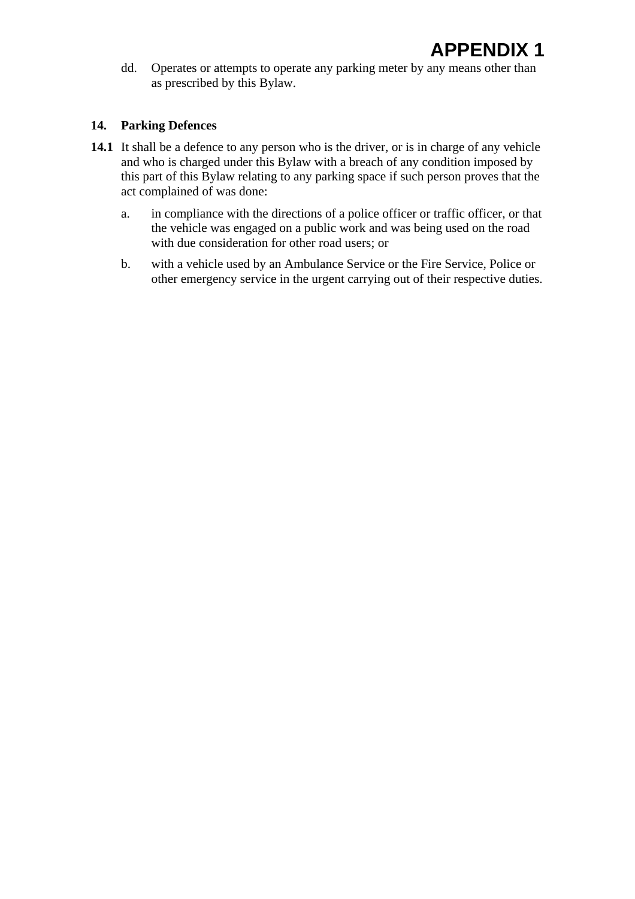dd. Operates or attempts to operate any parking meter by any means other than as prescribed by this Bylaw.

## 14. Parking Defences

**14.1** It shall be a defence to any person who is the driver, or is in charge of any vehicle and who is charged under this Bylaw with a breach of any condition imposed by this part of this Bylaw relating to any parking space if such person proves that the act complained of was done:

a. in compliance with the directions of a police officer or traffic officer, or that the vehicle was engaged on a public work and was being used on the road with due consideration for other road users; or

b. with a vehicle used by an Ambulance Service or the Fire Service, Police or other emergency service in the urgent carrying out of their respective duties.